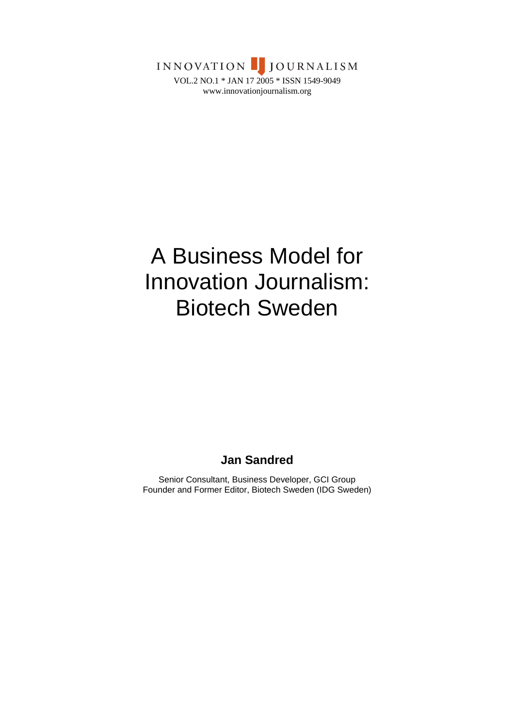INNOVATION JOURNALISM

VOL.2 NO.1 * JAN 17 2005 * ISSN 1549-9049

www.innovationjournalism.org

# A Business Model for Innovation Journalism: Biotech Sweden

**Jan Sandred**

Senior Consultant, Business Developer, GCI Group
Founder and Former Editor, Biotech Sweden (IDG Sweden)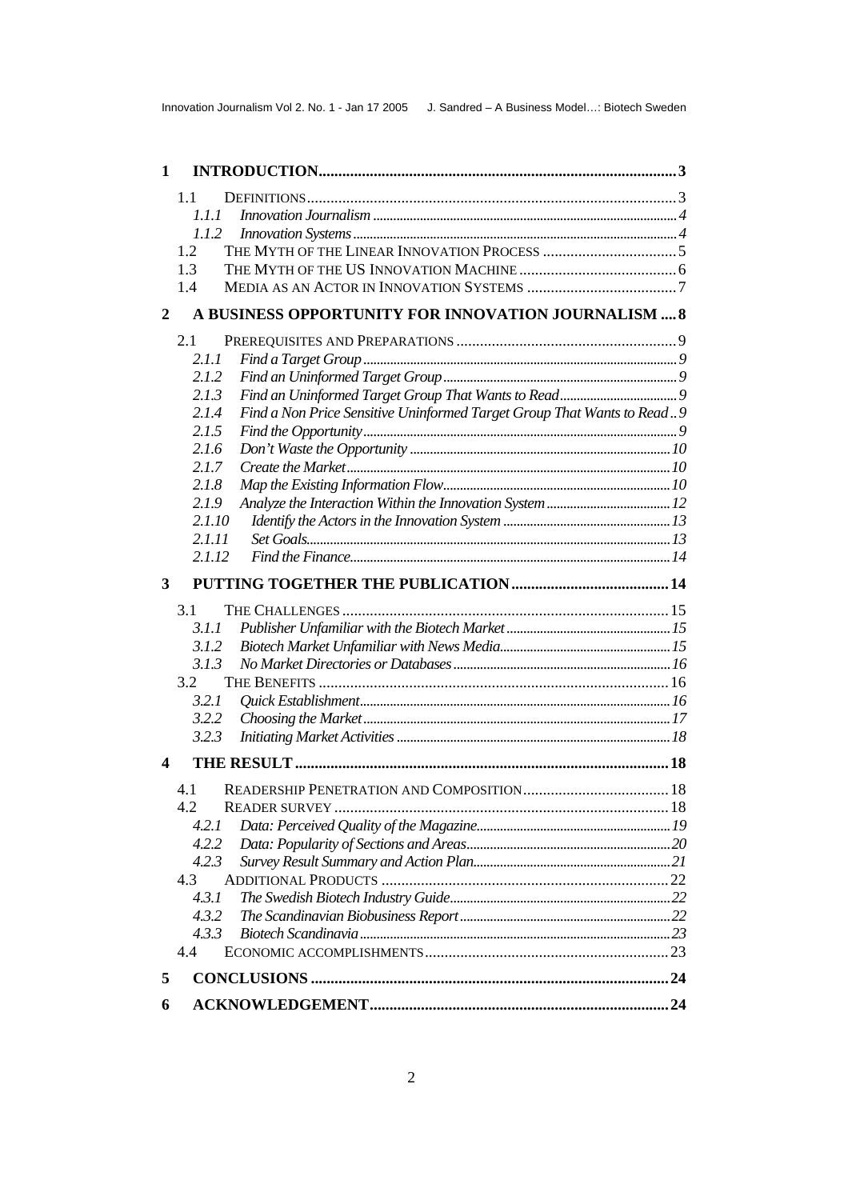- **1 INTRODUCTION** ... 3
  - 1.1 DEFINITIONS ... 3
    - 1.1.1 *Innovation Journalism* ... 4
    - 1.1.2 *Innovation Systems* ... 4
  - 1.2 THE MYTH OF THE LINEAR INNOVATION PROCESS ... 5
  - 1.3 THE MYTH OF THE US INNOVATION MACHINE ... 6
  - 1.4 MEDIA AS AN ACTOR IN INNOVATION SYSTEMS ... 7
- **2 A BUSINESS OPPORTUNITY FOR INNOVATION JOURNALISM** ... 8
  - 2.1 PREREQUISITES AND PREPARATIONS ... 9
    - 2.1.1 *Find a Target Group* ... 9
    - 2.1.2 *Find an Uninformed Target Group* ... 9
    - 2.1.3 *Find an Uninformed Target Group That Wants to Read* ... 9
    - 2.1.4 *Find a Non Price Sensitive Uninformed Target Group That Wants to Read* ... 9
    - 2.1.5 *Find the Opportunity* ... 9
    - 2.1.6 *Don't Waste the Opportunity* ... 10
    - 2.1.7 *Create the Market* ... 10
    - 2.1.8 *Map the Existing Information Flow* ... 10
    - 2.1.9 *Analyze the Interaction Within the Innovation System* ... 12
    - 2.1.10 *Identify the Actors in the Innovation System* ... 13
    - 2.1.11 *Set Goals* ... 13
    - 2.1.12 *Find the Finance* ... 14
- **3 PUTTING TOGETHER THE PUBLICATION** ... 14
  - 3.1 THE CHALLENGES ... 15
    - 3.1.1 *Publisher Unfamiliar with the Biotech Market* ... 15
    - 3.1.2 *Biotech Market Unfamiliar with News Media* ... 15
    - 3.1.3 *No Market Directories or Databases* ... 16
  - 3.2 THE BENEFITS ... 16
    - 3.2.1 *Quick Establishment* ... 16
    - 3.2.2 *Choosing the Market* ... 17
    - 3.2.3 *Initiating Market Activities* ... 18
- **4 THE RESULT** ... 18
  - 4.1 READERSHIP PENETRATION AND COMPOSITION ... 18
  - 4.2 READER SURVEY ... 18
    - 4.2.1 *Data: Perceived Quality of the Magazine* ... 19
    - 4.2.2 *Data: Popularity of Sections and Areas* ... 20
    - 4.2.3 *Survey Result Summary and Action Plan* ... 21
  - 4.3 ADDITIONAL PRODUCTS ... 22
    - 4.3.1 *The Swedish Biotech Industry Guide* ... 22
    - 4.3.2 *The Scandinavian Biobusiness Report* ... 22
    - 4.3.3 *Biotech Scandinavia* ... 23
  - 4.4 ECONOMIC ACCOMPLISHMENTS ... 23
- **5 CONCLUSIONS** ... 24
- **6 ACKNOWLEDGEMENT** ... 24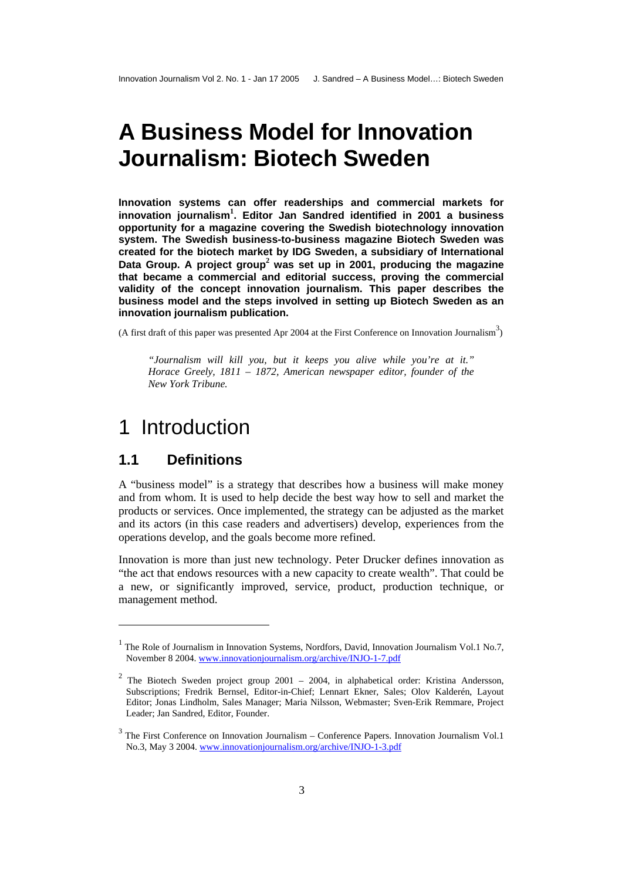# A Business Model for Innovation Journalism: Biotech Sweden

**Innovation systems can offer readerships and commercial markets for innovation journalism[1]. Editor Jan Sandred identified in 2001 a business opportunity for a magazine covering the Swedish biotechnology innovation system. The Swedish business-to-business magazine Biotech Sweden was created for the biotech market by IDG Sweden, a subsidiary of International Data Group. A project group[2] was set up in 2001, producing the magazine that became a commercial and editorial success, proving the commercial validity of the concept innovation journalism. This paper describes the business model and the steps involved in setting up Biotech Sweden as an innovation journalism publication.**

(A first draft of this paper was presented Apr 2004 at the First Conference on Innovation Journalism[3])

> *"Journalism will kill you, but it keeps you alive while you're at it." Horace Greely, 1811 – 1872, American newspaper editor, founder of the New York Tribune.*

# 1 Introduction

## 1.1 Definitions

A "business model" is a strategy that describes how a business will make money and from whom. It is used to help decide the best way how to sell and market the products or services. Once implemented, the strategy can be adjusted as the market and its actors (in this case readers and advertisers) develop, experiences from the operations develop, and the goals become more refined.

Innovation is more than just new technology. Peter Drucker defines innovation as "the act that endows resources with a new capacity to create wealth". That could be a new, or significantly improved, service, product, production technique, or management method.

---

[1] The Role of Journalism in Innovation Systems, Nordfors, David, Innovation Journalism Vol.1 No.7, November 8 2004. www.innovationjournalism.org/archive/INJO-1-7.pdf

[2] The Biotech Sweden project group 2001 – 2004, in alphabetical order: Kristina Andersson, Subscriptions; Fredrik Bernsel, Editor-in-Chief; Lennart Ekner, Sales; Olov Kalderén, Layout Editor; Jonas Lindholm, Sales Manager; Maria Nilsson, Webmaster; Sven-Erik Remmare, Project Leader; Jan Sandred, Editor, Founder.

[3] The First Conference on Innovation Journalism – Conference Papers. Innovation Journalism Vol.1 No.3, May 3 2004. www.innovationjournalism.org/archive/INJO-1-3.pdf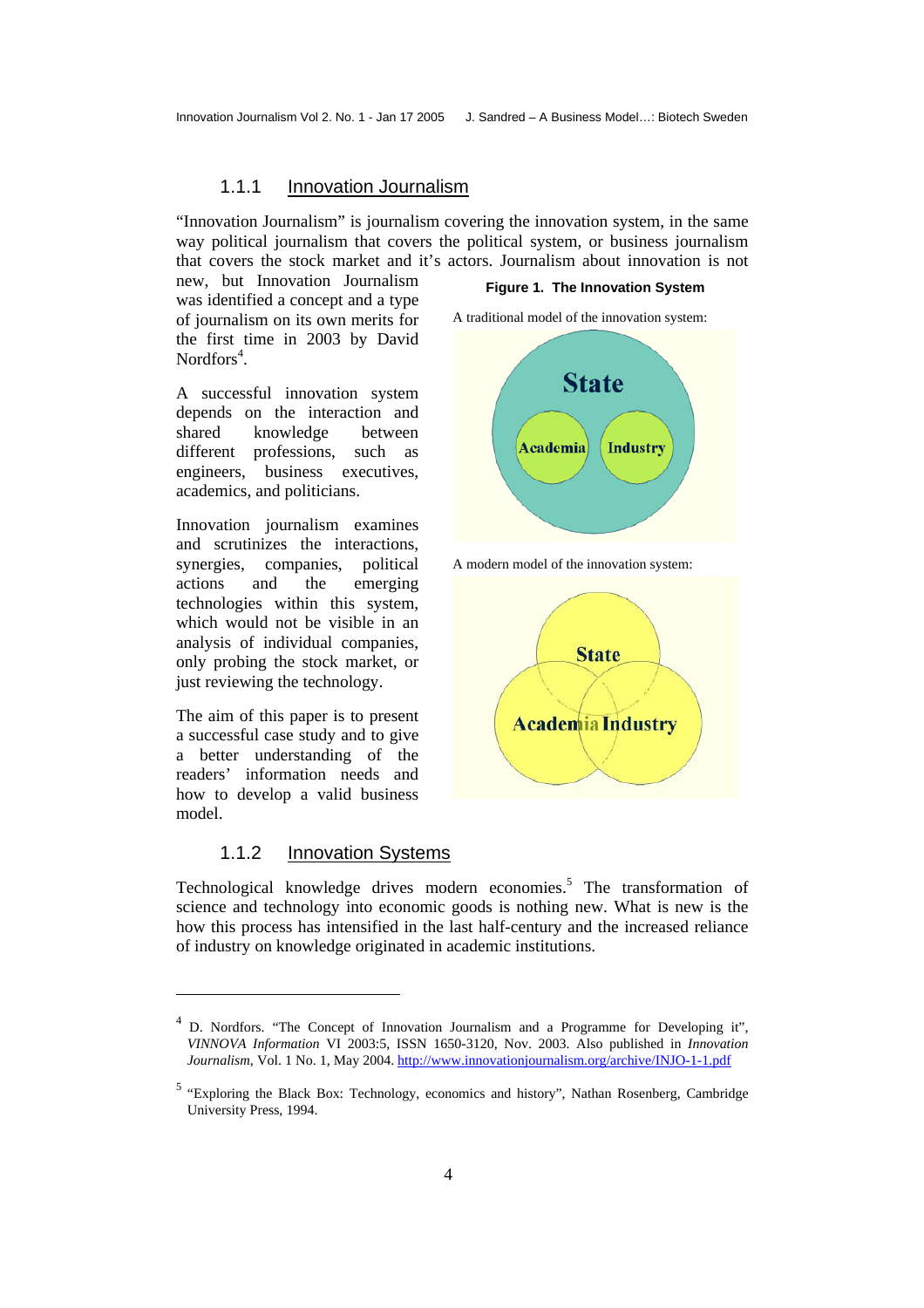### 1.1.1 Innovation Journalism

"Innovation Journalism" is journalism covering the innovation system, in the same way political journalism that covers the political system, or business journalism that covers the stock market and it's actors. Journalism about innovation is not new, but Innovation Journalism was identified a concept and a type of journalism on its own merits for the first time in 2003 by David Nordfors[4].

A successful innovation system depends on the interaction and shared knowledge between different professions, such as engineers, business executives, academics, and politicians.

Innovation journalism examines and scrutinizes the interactions, synergies, companies, political actions and the emerging technologies within this system, which would not be visible in an analysis of individual companies, only probing the stock market, or just reviewing the technology.

The aim of this paper is to present a successful case study and to give a better understanding of the readers' information needs and how to develop a valid business model.

**Figure 1. The Innovation System**

A traditional model of the innovation system:

State

Academia Industry

A modern model of the innovation system:

State

Academia Industry

### 1.1.2 Innovation Systems

Technological knowledge drives modern economies.[5] The transformation of science and technology into economic goods is nothing new. What is new is the how this process has intensified in the last half-century and the increased reliance of industry on knowledge originated in academic institutions.

---

[4] D. Nordfors. "The Concept of Innovation Journalism and a Programme for Developing it", *VINNOVA Information* VI 2003:5, ISSN 1650-3120, Nov. 2003. Also published in *Innovation Journalism*, Vol. 1 No. 1, May 2004. http://www.innovationjournalism.org/archive/INJO-1-1.pdf

[5] "Exploring the Black Box: Technology, economics and history", Nathan Rosenberg, Cambridge University Press, 1994.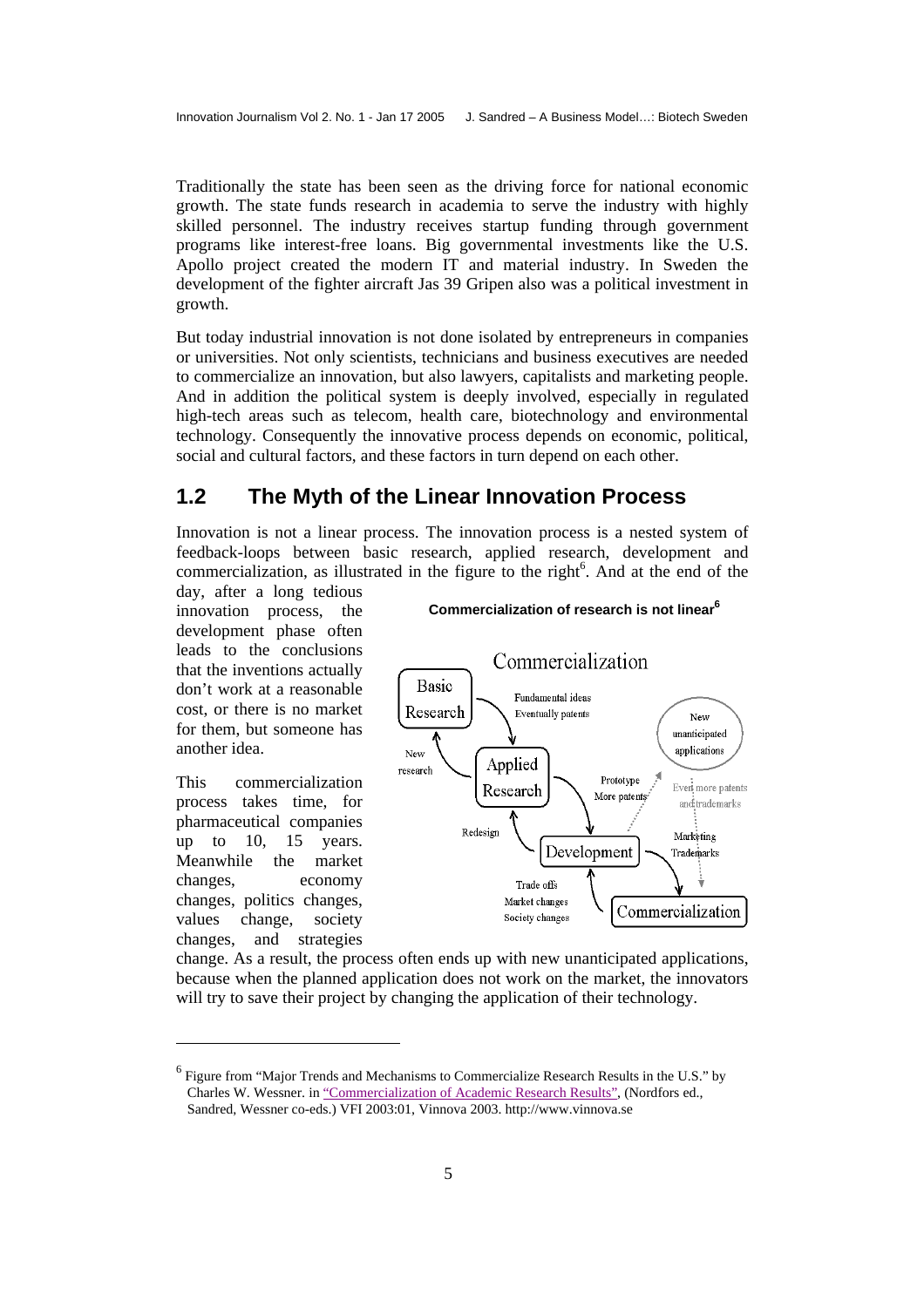Traditionally the state has been seen as the driving force for national economic growth. The state funds research in academia to serve the industry with highly skilled personnel. The industry receives startup funding through government programs like interest-free loans. Big governmental investments like the U.S. Apollo project created the modern IT and material industry. In Sweden the development of the fighter aircraft Jas 39 Gripen also was a political investment in growth.

But today industrial innovation is not done isolated by entrepreneurs in companies or universities. Not only scientists, technicians and business executives are needed to commercialize an innovation, but also lawyers, capitalists and marketing people. And in addition the political system is deeply involved, especially in regulated high-tech areas such as telecom, health care, biotechnology and environmental technology. Consequently the innovative process depends on economic, political, social and cultural factors, and these factors in turn depend on each other.

## 1.2 The Myth of the Linear Innovation Process

Innovation is not a linear process. The innovation process is a nested system of feedback-loops between basic research, applied research, development and commercialization, as illustrated in the figure to the right[6]. And at the end of the day, after a long tedious innovation process, the development phase often leads to the conclusions that the inventions actually don't work at a reasonable cost, or there is no market for them, but someone has another idea.

**Commercialization of research is not linear[6]**

This commercialization process takes time, for pharmaceutical companies up to 10, 15 years. Meanwhile the market changes, economy changes, politics changes, values change, society changes, and strategies change. As a result, the process often ends up with new unanticipated applications, because when the planned application does not work on the market, the innovators will try to save their project by changing the application of their technology.

---

[6] Figure from "Major Trends and Mechanisms to Commercialize Research Results in the U.S." by Charles W. Wessner. in "Commercialization of Academic Research Results", (Nordfors ed., Sandred, Wessner co-eds.) VFI 2003:01, Vinnova 2003. http://www.vinnova.se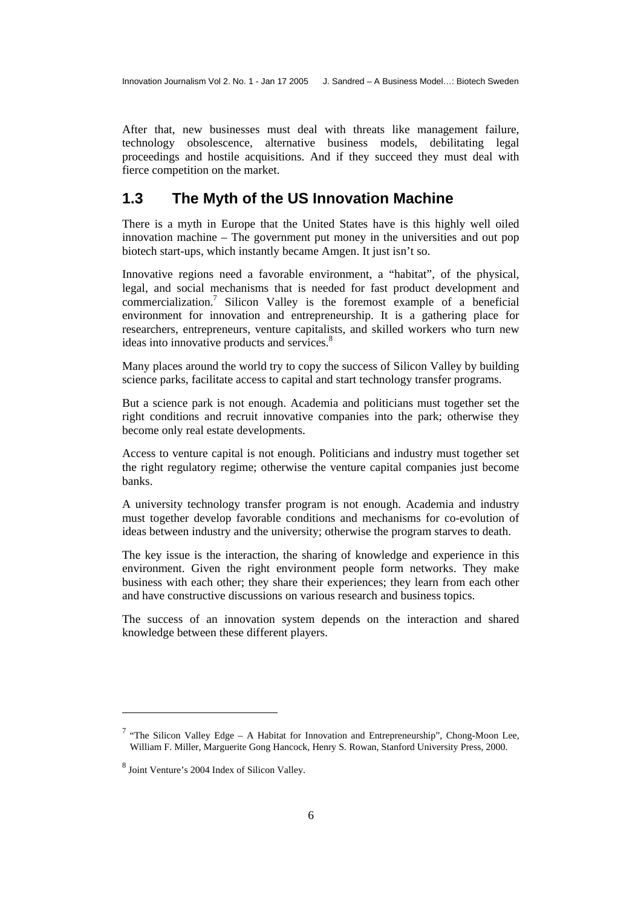After that, new businesses must deal with threats like management failure, technology obsolescence, alternative business models, debilitating legal proceedings and hostile acquisitions. And if they succeed they must deal with fierce competition on the market.

## 1.3 The Myth of the US Innovation Machine

There is a myth in Europe that the United States have is this highly well oiled innovation machine – The government put money in the universities and out pop biotech start-ups, which instantly became Amgen. It just isn't so.

Innovative regions need a favorable environment, a "habitat", of the physical, legal, and social mechanisms that is needed for fast product development and commercialization.[7] Silicon Valley is the foremost example of a beneficial environment for innovation and entrepreneurship. It is a gathering place for researchers, entrepreneurs, venture capitalists, and skilled workers who turn new ideas into innovative products and services.[8]

Many places around the world try to copy the success of Silicon Valley by building science parks, facilitate access to capital and start technology transfer programs.

But a science park is not enough. Academia and politicians must together set the right conditions and recruit innovative companies into the park; otherwise they become only real estate developments.

Access to venture capital is not enough. Politicians and industry must together set the right regulatory regime; otherwise the venture capital companies just become banks.

A university technology transfer program is not enough. Academia and industry must together develop favorable conditions and mechanisms for co-evolution of ideas between industry and the university; otherwise the program starves to death.

The key issue is the interaction, the sharing of knowledge and experience in this environment. Given the right environment people form networks. They make business with each other; they share their experiences; they learn from each other and have constructive discussions on various research and business topics.

The success of an innovation system depends on the interaction and shared knowledge between these different players.

---

[7] "The Silicon Valley Edge – A Habitat for Innovation and Entrepreneurship", Chong-Moon Lee, William F. Miller, Marguerite Gong Hancock, Henry S. Rowan, Stanford University Press, 2000.

[8] Joint Venture's 2004 Index of Silicon Valley.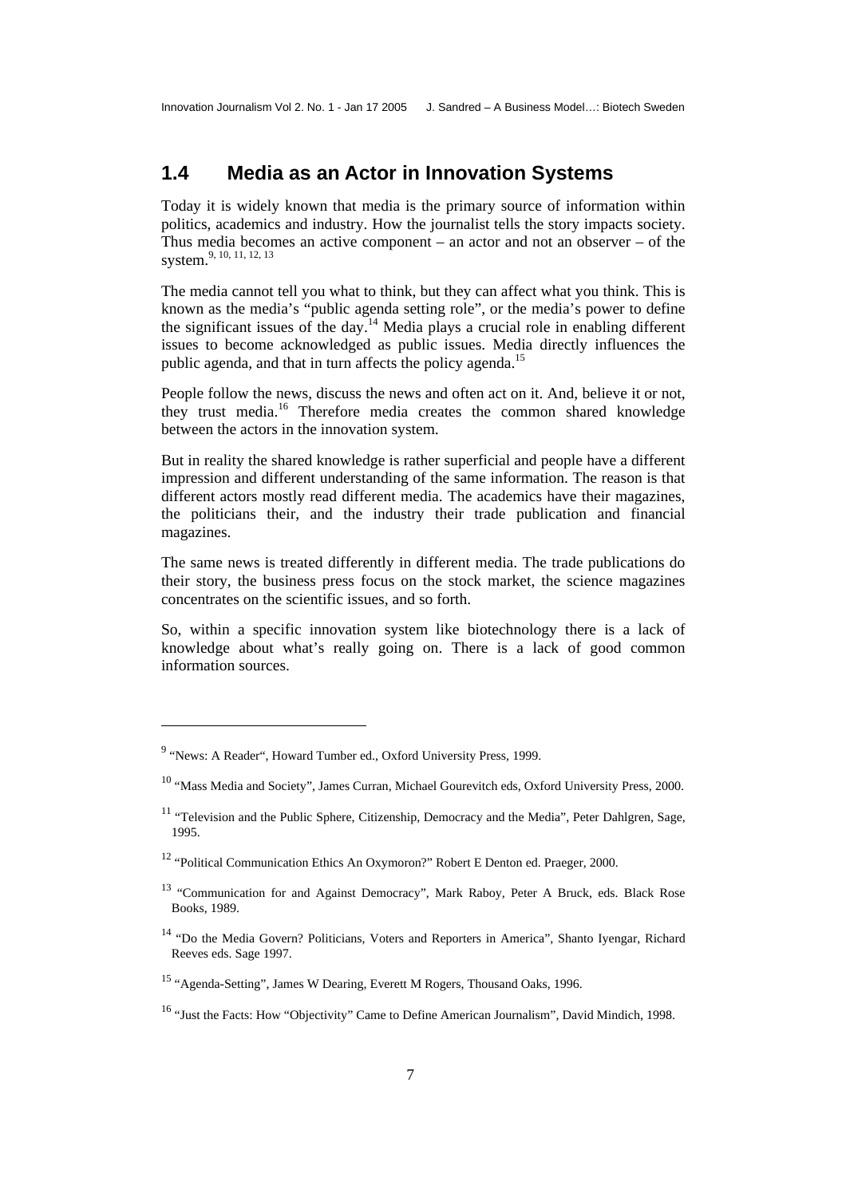## 1.4 Media as an Actor in Innovation Systems

Today it is widely known that media is the primary source of information within politics, academics and industry. How the journalist tells the story impacts society. Thus media becomes an active component – an actor and not an observer – of the system.[9, 10, 11, 12, 13]

The media cannot tell you what to think, but they can affect what you think. This is known as the media's "public agenda setting role", or the media's power to define the significant issues of the day.[14] Media plays a crucial role in enabling different issues to become acknowledged as public issues. Media directly influences the public agenda, and that in turn affects the policy agenda.[15]

People follow the news, discuss the news and often act on it. And, believe it or not, they trust media.[16] Therefore media creates the common shared knowledge between the actors in the innovation system.

But in reality the shared knowledge is rather superficial and people have a different impression and different understanding of the same information. The reason is that different actors mostly read different media. The academics have their magazines, the politicians their, and the industry their trade publication and financial magazines.

The same news is treated differently in different media. The trade publications do their story, the business press focus on the stock market, the science magazines concentrates on the scientific issues, and so forth.

So, within a specific innovation system like biotechnology there is a lack of knowledge about what's really going on. There is a lack of good common information sources.

---

[9] "News: A Reader", Howard Tumber ed., Oxford University Press, 1999.

[10] "Mass Media and Society", James Curran, Michael Gourevitch eds, Oxford University Press, 2000.

[11] "Television and the Public Sphere, Citizenship, Democracy and the Media", Peter Dahlgren, Sage, 1995.

[12] "Political Communication Ethics An Oxymoron?" Robert E Denton ed. Praeger, 2000.

[13] "Communication for and Against Democracy", Mark Raboy, Peter A Bruck, eds. Black Rose Books, 1989.

[14] "Do the Media Govern? Politicians, Voters and Reporters in America", Shanto Iyengar, Richard Reeves eds. Sage 1997.

[15] "Agenda-Setting", James W Dearing, Everett M Rogers, Thousand Oaks, 1996.

[16] "Just the Facts: How "Objectivity" Came to Define American Journalism", David Mindich, 1998.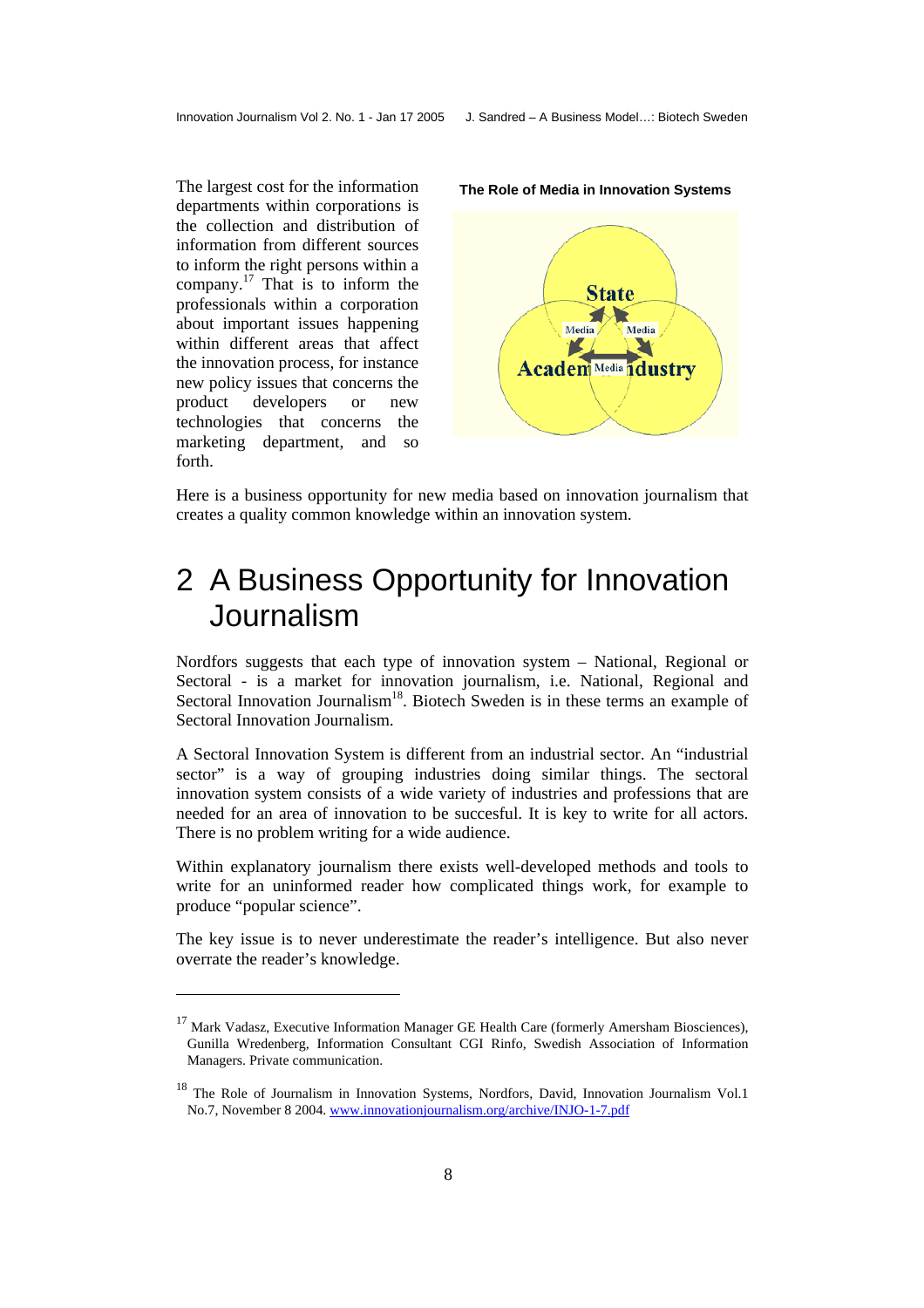The largest cost for the information departments within corporations is the collection and distribution of information from different sources to inform the right persons within a company.[17] That is to inform the professionals within a corporation about important issues happening within different areas that affect the innovation process, for instance new policy issues that concerns the product developers or new technologies that concerns the marketing department, and so forth.

**The Role of Media in Innovation Systems**

Here is a business opportunity for new media based on innovation journalism that creates a quality common knowledge within an innovation system.

# 2 A Business Opportunity for Innovation Journalism

Nordfors suggests that each type of innovation system – National, Regional or Sectoral - is a market for innovation journalism, i.e. National, Regional and Sectoral Innovation Journalism[18]. Biotech Sweden is in these terms an example of Sectoral Innovation Journalism.

A Sectoral Innovation System is different from an industrial sector. An "industrial sector" is a way of grouping industries doing similar things. The sectoral innovation system consists of a wide variety of industries and professions that are needed for an area of innovation to be succesful. It is key to write for all actors. There is no problem writing for a wide audience.

Within explanatory journalism there exists well-developed methods and tools to write for an uninformed reader how complicated things work, for example to produce "popular science".

The key issue is to never underestimate the reader's intelligence. But also never overrate the reader's knowledge.

---

[17] Mark Vadasz, Executive Information Manager GE Health Care (formerly Amersham Biosciences), Gunilla Wredenberg, Information Consultant CGI Rinfo, Swedish Association of Information Managers. Private communication.

[18] The Role of Journalism in Innovation Systems, Nordfors, David, Innovation Journalism Vol.1 No.7, November 8 2004. www.innovationjournalism.org/archive/INJO-1-7.pdf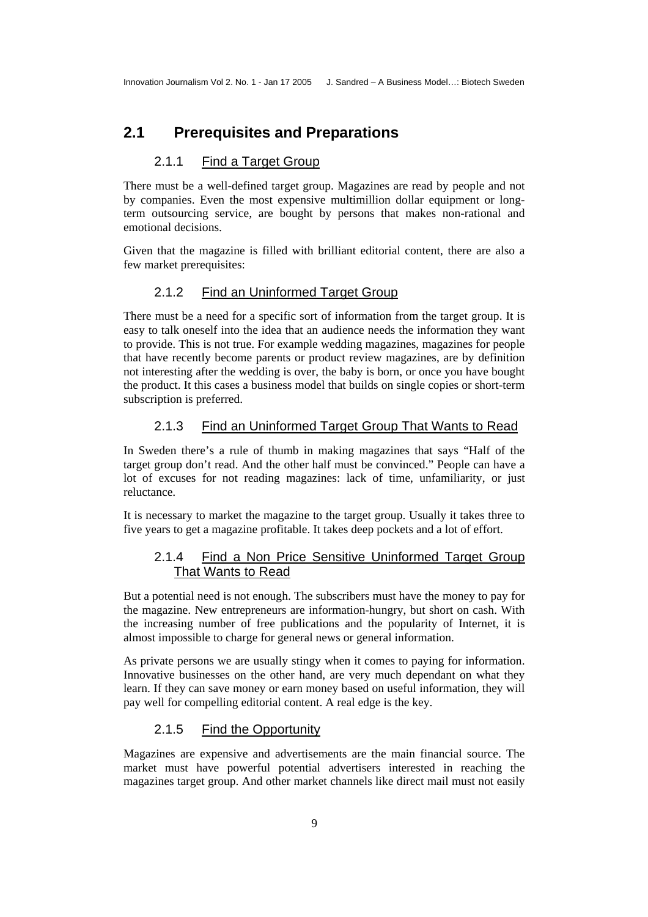## 2.1 Prerequisites and Preparations

### 2.1.1 Find a Target Group

There must be a well-defined target group. Magazines are read by people and not by companies. Even the most expensive multimillion dollar equipment or long-term outsourcing service, are bought by persons that makes non-rational and emotional decisions.

Given that the magazine is filled with brilliant editorial content, there are also a few market prerequisites:

### 2.1.2 Find an Uninformed Target Group

There must be a need for a specific sort of information from the target group. It is easy to talk oneself into the idea that an audience needs the information they want to provide. This is not true. For example wedding magazines, magazines for people that have recently become parents or product review magazines, are by definition not interesting after the wedding is over, the baby is born, or once you have bought the product. It this cases a business model that builds on single copies or short-term subscription is preferred.

### 2.1.3 Find an Uninformed Target Group That Wants to Read

In Sweden there's a rule of thumb in making magazines that says "Half of the target group don't read. And the other half must be convinced." People can have a lot of excuses for not reading magazines: lack of time, unfamiliarity, or just reluctance.

It is necessary to market the magazine to the target group. Usually it takes three to five years to get a magazine profitable. It takes deep pockets and a lot of effort.

### 2.1.4 Find a Non Price Sensitive Uninformed Target Group That Wants to Read

But a potential need is not enough. The subscribers must have the money to pay for the magazine. New entrepreneurs are information-hungry, but short on cash. With the increasing number of free publications and the popularity of Internet, it is almost impossible to charge for general news or general information.

As private persons we are usually stingy when it comes to paying for information. Innovative businesses on the other hand, are very much dependant on what they learn. If they can save money or earn money based on useful information, they will pay well for compelling editorial content. A real edge is the key.

### 2.1.5 Find the Opportunity

Magazines are expensive and advertisements are the main financial source. The market must have powerful potential advertisers interested in reaching the magazines target group. And other market channels like direct mail must not easily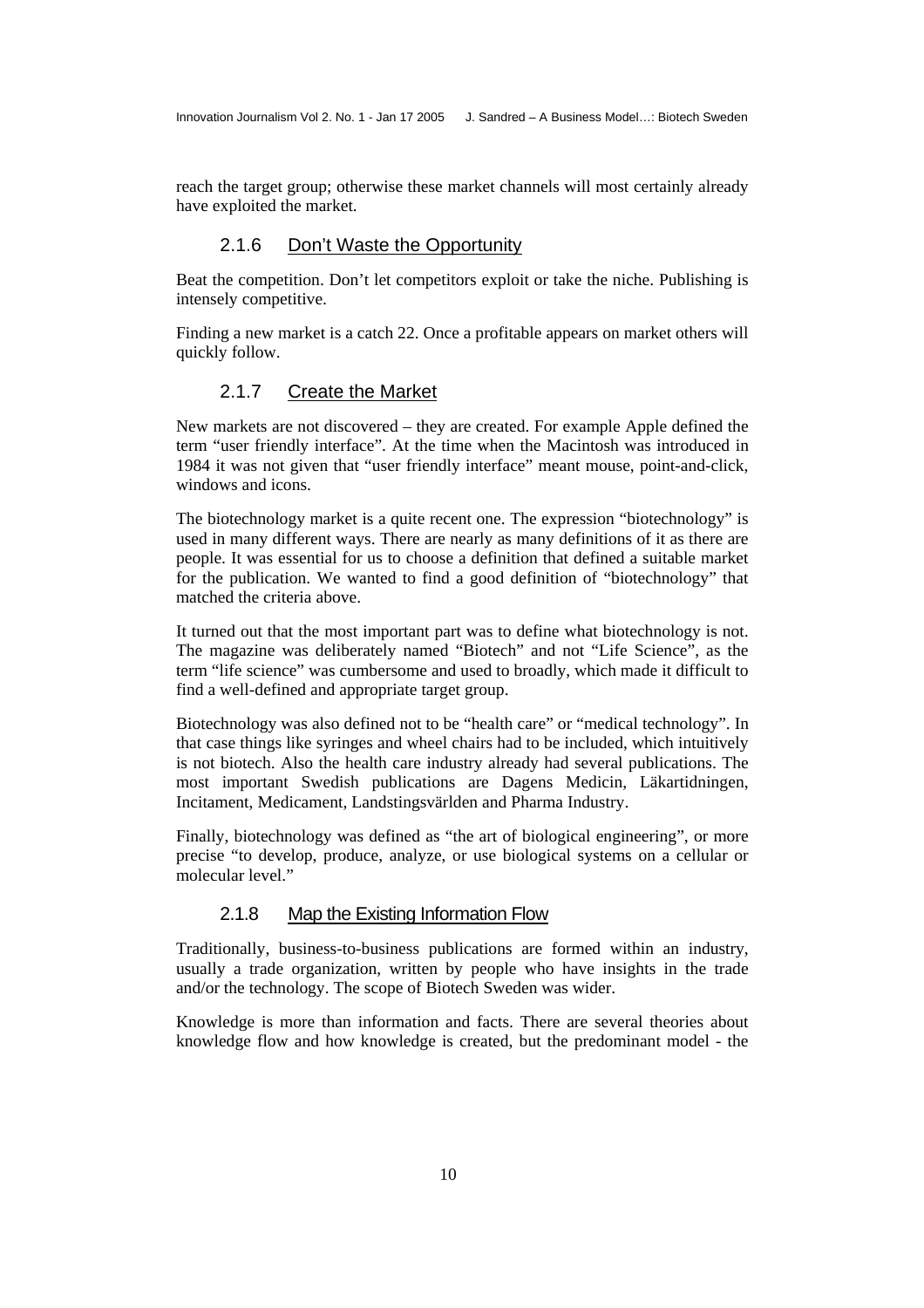reach the target group; otherwise these market channels will most certainly already have exploited the market.

### 2.1.6 Don't Waste the Opportunity

Beat the competition. Don't let competitors exploit or take the niche. Publishing is intensely competitive.

Finding a new market is a catch 22. Once a profitable appears on market others will quickly follow.

### 2.1.7 Create the Market

New markets are not discovered – they are created. For example Apple defined the term "user friendly interface". At the time when the Macintosh was introduced in 1984 it was not given that "user friendly interface" meant mouse, point-and-click, windows and icons.

The biotechnology market is a quite recent one. The expression "biotechnology" is used in many different ways. There are nearly as many definitions of it as there are people. It was essential for us to choose a definition that defined a suitable market for the publication. We wanted to find a good definition of "biotechnology" that matched the criteria above.

It turned out that the most important part was to define what biotechnology is not. The magazine was deliberately named "Biotech" and not "Life Science", as the term "life science" was cumbersome and used to broadly, which made it difficult to find a well-defined and appropriate target group.

Biotechnology was also defined not to be "health care" or "medical technology". In that case things like syringes and wheel chairs had to be included, which intuitively is not biotech. Also the health care industry already had several publications. The most important Swedish publications are Dagens Medicin, Läkartidningen, Incitament, Medicament, Landstingsvärlden and Pharma Industry.

Finally, biotechnology was defined as "the art of biological engineering", or more precise "to develop, produce, analyze, or use biological systems on a cellular or molecular level."

### 2.1.8 Map the Existing Information Flow

Traditionally, business-to-business publications are formed within an industry, usually a trade organization, written by people who have insights in the trade and/or the technology. The scope of Biotech Sweden was wider.

Knowledge is more than information and facts. There are several theories about knowledge flow and how knowledge is created, but the predominant model - the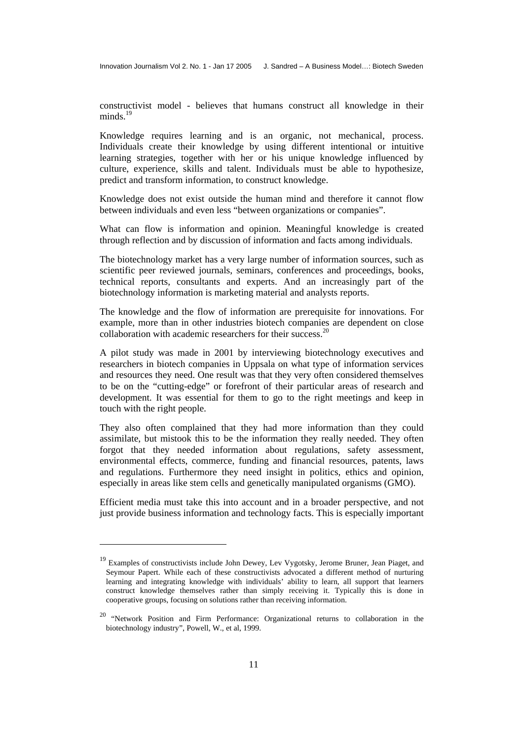constructivist model - believes that humans construct all knowledge in their minds.[19]

Knowledge requires learning and is an organic, not mechanical, process. Individuals create their knowledge by using different intentional or intuitive learning strategies, together with her or his unique knowledge influenced by culture, experience, skills and talent. Individuals must be able to hypothesize, predict and transform information, to construct knowledge.

Knowledge does not exist outside the human mind and therefore it cannot flow between individuals and even less "between organizations or companies".

What can flow is information and opinion. Meaningful knowledge is created through reflection and by discussion of information and facts among individuals.

The biotechnology market has a very large number of information sources, such as scientific peer reviewed journals, seminars, conferences and proceedings, books, technical reports, consultants and experts. And an increasingly part of the biotechnology information is marketing material and analysts reports.

The knowledge and the flow of information are prerequisite for innovations. For example, more than in other industries biotech companies are dependent on close collaboration with academic researchers for their success.[20]

A pilot study was made in 2001 by interviewing biotechnology executives and researchers in biotech companies in Uppsala on what type of information services and resources they need. One result was that they very often considered themselves to be on the "cutting-edge" or forefront of their particular areas of research and development. It was essential for them to go to the right meetings and keep in touch with the right people.

They also often complained that they had more information than they could assimilate, but mistook this to be the information they really needed. They often forgot that they needed information about regulations, safety assessment, environmental effects, commerce, funding and financial resources, patents, laws and regulations. Furthermore they need insight in politics, ethics and opinion, especially in areas like stem cells and genetically manipulated organisms (GMO).

Efficient media must take this into account and in a broader perspective, and not just provide business information and technology facts. This is especially important

---

[19] Examples of constructivists include John Dewey, Lev Vygotsky, Jerome Bruner, Jean Piaget, and Seymour Papert. While each of these constructivists advocated a different method of nurturing learning and integrating knowledge with individuals' ability to learn, all support that learners construct knowledge themselves rather than simply receiving it. Typically this is done in cooperative groups, focusing on solutions rather than receiving information.

[20] "Network Position and Firm Performance: Organizational returns to collaboration in the biotechnology industry", Powell, W., et al, 1999.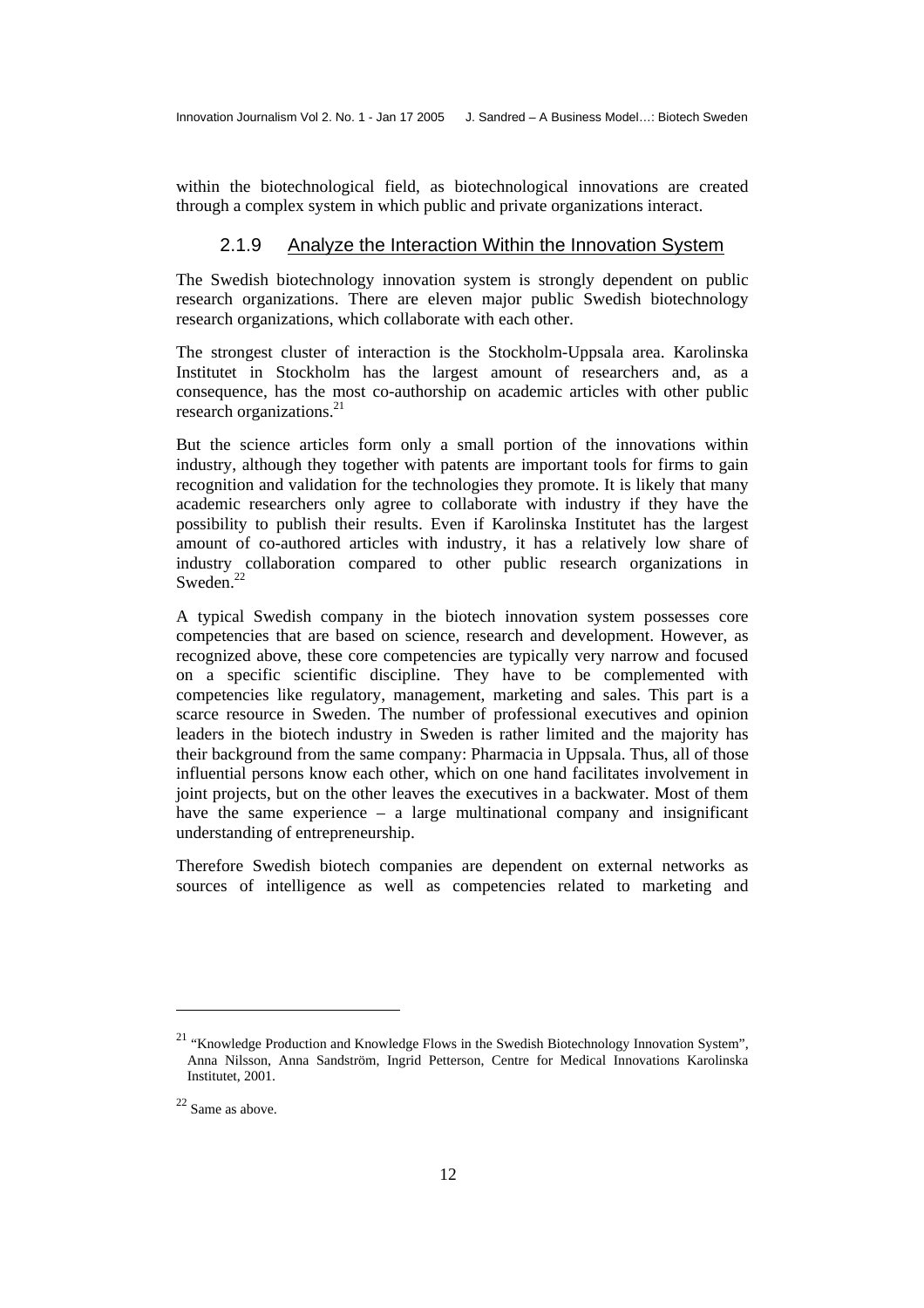within the biotechnological field, as biotechnological innovations are created through a complex system in which public and private organizations interact.

### 2.1.9 Analyze the Interaction Within the Innovation System

The Swedish biotechnology innovation system is strongly dependent on public research organizations. There are eleven major public Swedish biotechnology research organizations, which collaborate with each other.

The strongest cluster of interaction is the Stockholm-Uppsala area. Karolinska Institutet in Stockholm has the largest amount of researchers and, as a consequence, has the most co-authorship on academic articles with other public research organizations.[21]

But the science articles form only a small portion of the innovations within industry, although they together with patents are important tools for firms to gain recognition and validation for the technologies they promote. It is likely that many academic researchers only agree to collaborate with industry if they have the possibility to publish their results. Even if Karolinska Institutet has the largest amount of co-authored articles with industry, it has a relatively low share of industry collaboration compared to other public research organizations in Sweden.[22]

A typical Swedish company in the biotech innovation system possesses core competencies that are based on science, research and development. However, as recognized above, these core competencies are typically very narrow and focused on a specific scientific discipline. They have to be complemented with competencies like regulatory, management, marketing and sales. This part is a scarce resource in Sweden. The number of professional executives and opinion leaders in the biotech industry in Sweden is rather limited and the majority has their background from the same company: Pharmacia in Uppsala. Thus, all of those influential persons know each other, which on one hand facilitates involvement in joint projects, but on the other leaves the executives in a backwater. Most of them have the same experience – a large multinational company and insignificant understanding of entrepreneurship.

Therefore Swedish biotech companies are dependent on external networks as sources of intelligence as well as competencies related to marketing and

---

[21] "Knowledge Production and Knowledge Flows in the Swedish Biotechnology Innovation System", Anna Nilsson, Anna Sandström, Ingrid Petterson, Centre for Medical Innovations Karolinska Institutet, 2001.

[22] Same as above.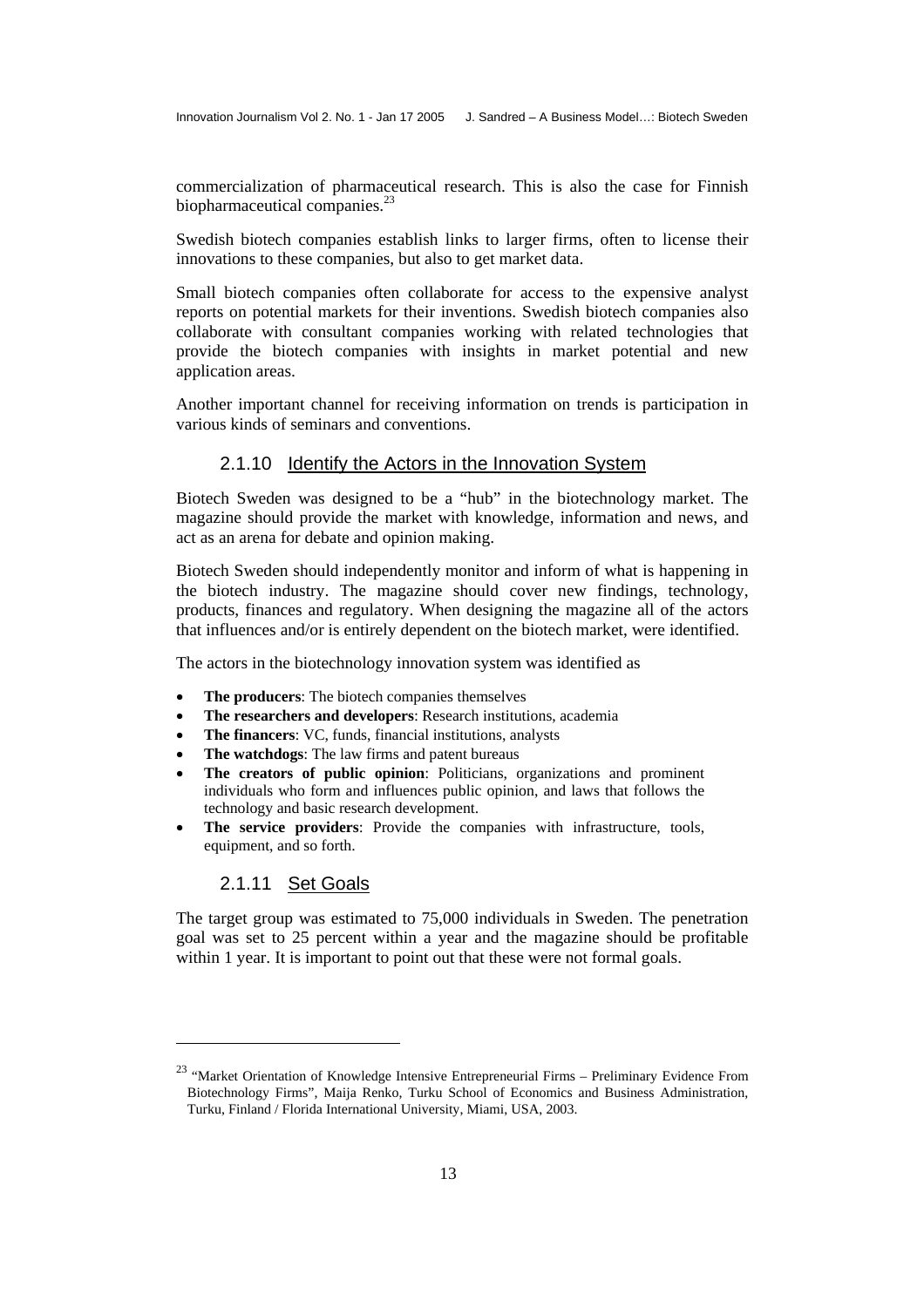commercialization of pharmaceutical research. This is also the case for Finnish biopharmaceutical companies.[23]

Swedish biotech companies establish links to larger firms, often to license their innovations to these companies, but also to get market data.

Small biotech companies often collaborate for access to the expensive analyst reports on potential markets for their inventions. Swedish biotech companies also collaborate with consultant companies working with related technologies that provide the biotech companies with insights in market potential and new application areas.

Another important channel for receiving information on trends is participation in various kinds of seminars and conventions.

### 2.1.10 Identify the Actors in the Innovation System

Biotech Sweden was designed to be a "hub" in the biotechnology market. The magazine should provide the market with knowledge, information and news, and act as an arena for debate and opinion making.

Biotech Sweden should independently monitor and inform of what is happening in the biotech industry. The magazine should cover new findings, technology, products, finances and regulatory. When designing the magazine all of the actors that influences and/or is entirely dependent on the biotech market, were identified.

The actors in the biotechnology innovation system was identified as

- **The producers**: The biotech companies themselves
- **The researchers and developers**: Research institutions, academia
- **The financers**: VC, funds, financial institutions, analysts
- **The watchdogs**: The law firms and patent bureaus
- **The creators of public opinion**: Politicians, organizations and prominent individuals who form and influences public opinion, and laws that follows the technology and basic research development.
- **The service providers**: Provide the companies with infrastructure, tools, equipment, and so forth.

### 2.1.11 Set Goals

The target group was estimated to 75,000 individuals in Sweden. The penetration goal was set to 25 percent within a year and the magazine should be profitable within 1 year. It is important to point out that these were not formal goals.

---

[23] "Market Orientation of Knowledge Intensive Entrepreneurial Firms – Preliminary Evidence From Biotechnology Firms", Maija Renko, Turku School of Economics and Business Administration, Turku, Finland / Florida International University, Miami, USA, 2003.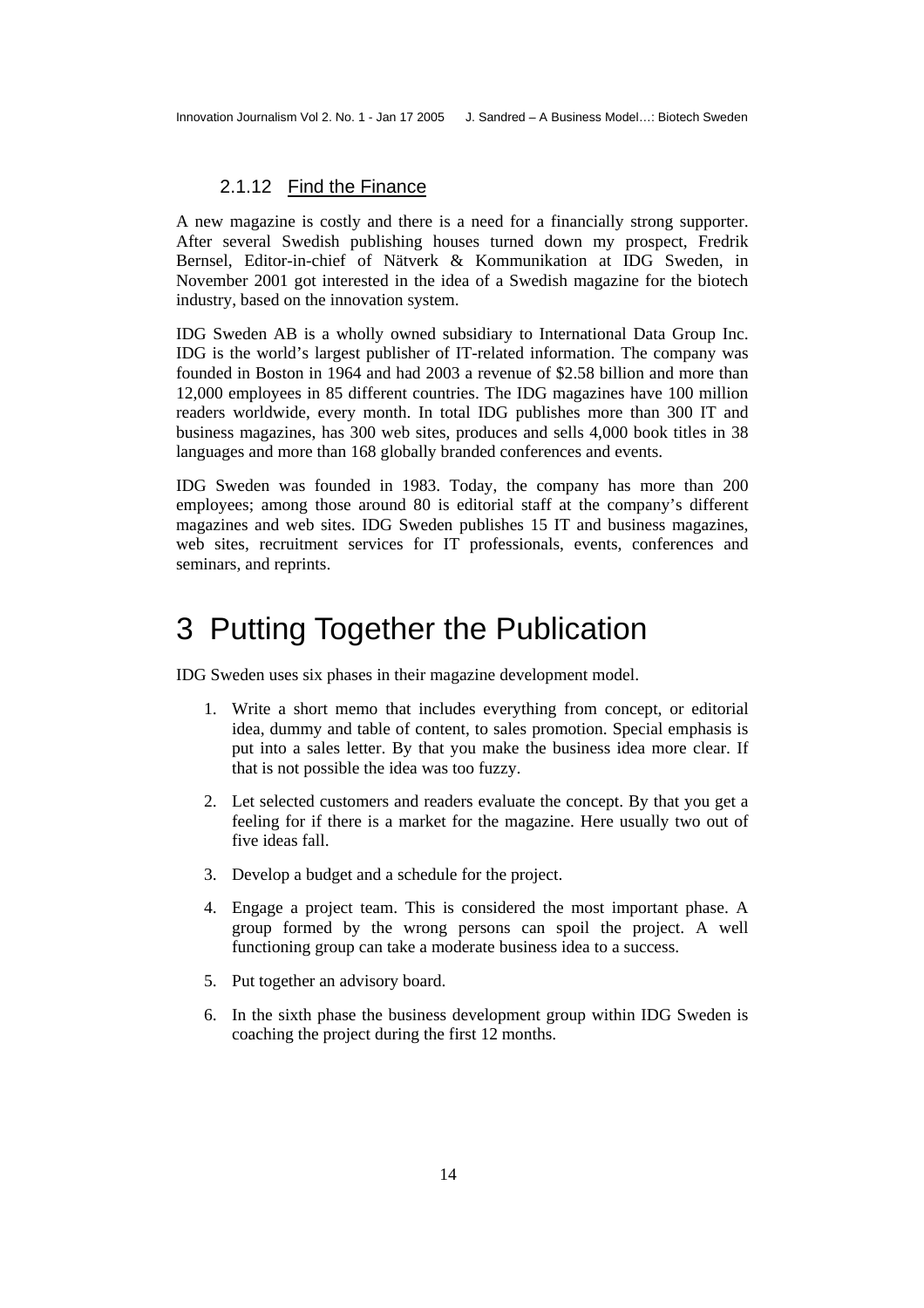### 2.1.12 Find the Finance

A new magazine is costly and there is a need for a financially strong supporter. After several Swedish publishing houses turned down my prospect, Fredrik Bernsel, Editor-in-chief of Nätverk & Kommunikation at IDG Sweden, in November 2001 got interested in the idea of a Swedish magazine for the biotech industry, based on the innovation system.

IDG Sweden AB is a wholly owned subsidiary to International Data Group Inc. IDG is the world's largest publisher of IT-related information. The company was founded in Boston in 1964 and had 2003 a revenue of $2.58 billion and more than 12,000 employees in 85 different countries. The IDG magazines have 100 million readers worldwide, every month. In total IDG publishes more than 300 IT and business magazines, has 300 web sites, produces and sells 4,000 book titles in 38 languages and more than 168 globally branded conferences and events.

IDG Sweden was founded in 1983. Today, the company has more than 200 employees; among those around 80 is editorial staff at the company's different magazines and web sites. IDG Sweden publishes 15 IT and business magazines, web sites, recruitment services for IT professionals, events, conferences and seminars, and reprints.

# 3 Putting Together the Publication

IDG Sweden uses six phases in their magazine development model.

1. Write a short memo that includes everything from concept, or editorial idea, dummy and table of content, to sales promotion. Special emphasis is put into a sales letter. By that you make the business idea more clear. If that is not possible the idea was too fuzzy.

2. Let selected customers and readers evaluate the concept. By that you get a feeling for if there is a market for the magazine. Here usually two out of five ideas fall.

3. Develop a budget and a schedule for the project.

4. Engage a project team. This is considered the most important phase. A group formed by the wrong persons can spoil the project. A well functioning group can take a moderate business idea to a success.

5. Put together an advisory board.

6. In the sixth phase the business development group within IDG Sweden is coaching the project during the first 12 months.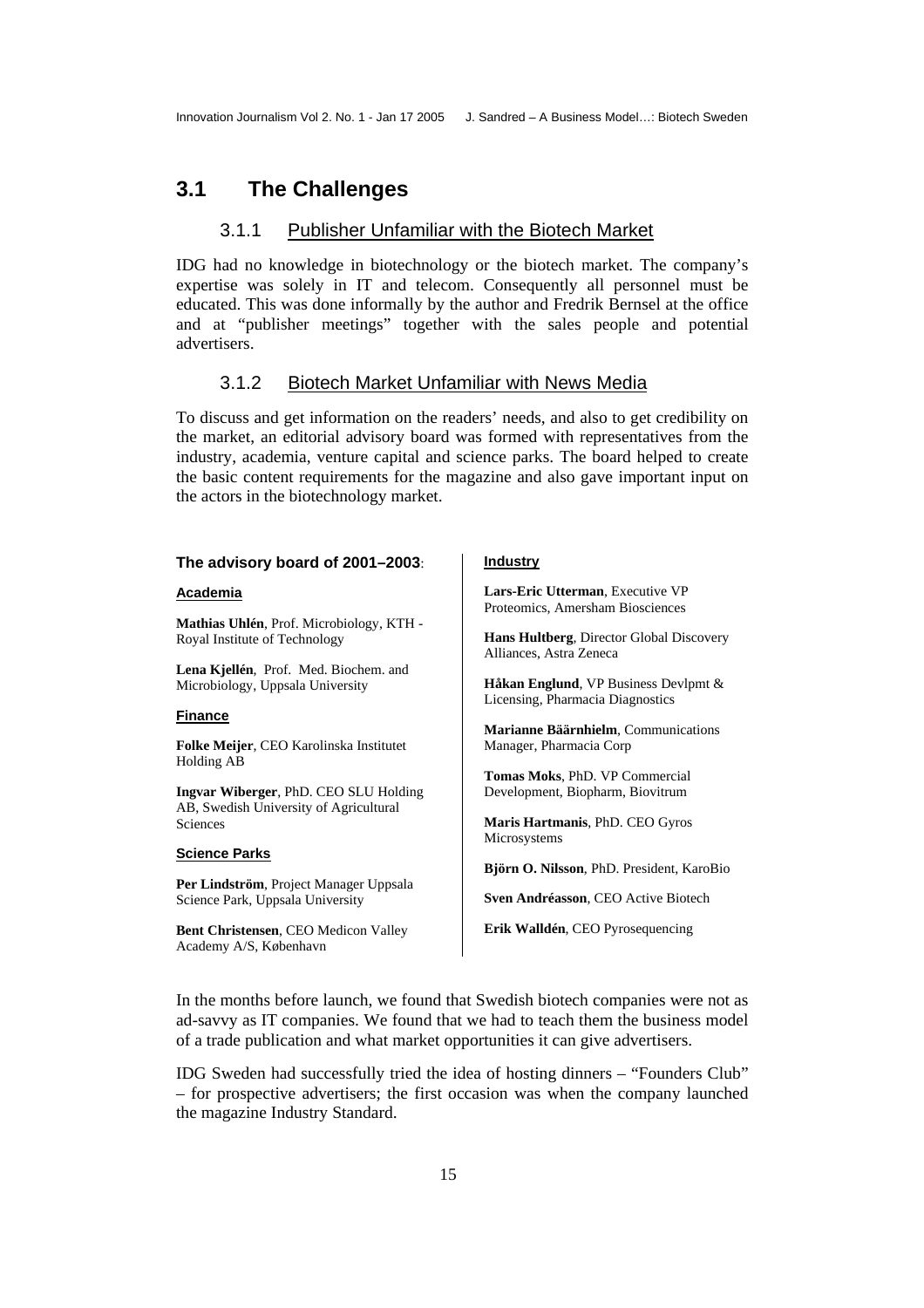## 3.1 The Challenges

### 3.1.1 Publisher Unfamiliar with the Biotech Market

IDG had no knowledge in biotechnology or the biotech market. The company's expertise was solely in IT and telecom. Consequently all personnel must be educated. This was done informally by the author and Fredrik Bernsel at the office and at "publisher meetings" together with the sales people and potential advertisers.

### 3.1.2 Biotech Market Unfamiliar with News Media

To discuss and get information on the readers' needs, and also to get credibility on the market, an editorial advisory board was formed with representatives from the industry, academia, venture capital and science parks. The board helped to create the basic content requirements for the magazine and also gave important input on the actors in the biotechnology market.

**The advisory board of 2001–2003**:

**Academia**

**Mathias Uhlén**, Prof. Microbiology, KTH - Royal Institute of Technology

**Lena Kjellén**, Prof. Med. Biochem. and Microbiology, Uppsala University

**Finance**

**Folke Meijer**, CEO Karolinska Institutet Holding AB

**Ingvar Wiberger**, PhD. CEO SLU Holding AB, Swedish University of Agricultural Sciences

**Science Parks**

**Per Lindström**, Project Manager Uppsala Science Park, Uppsala University

**Bent Christensen**, CEO Medicon Valley Academy A/S, København

**Industry**

**Lars-Eric Utterman**, Executive VP Proteomics, Amersham Biosciences

**Hans Hultberg**, Director Global Discovery Alliances, Astra Zeneca

**Håkan Englund**, VP Business Devlpmt & Licensing, Pharmacia Diagnostics

**Marianne Bäärnhielm**, Communications Manager, Pharmacia Corp

**Tomas Moks**, PhD. VP Commercial Development, Biopharm, Biovitrum

**Maris Hartmanis**, PhD. CEO Gyros Microsystems

**Björn O. Nilsson**, PhD. President, KaroBio

**Sven Andréasson**, CEO Active Biotech

**Erik Walldén**, CEO Pyrosequencing

In the months before launch, we found that Swedish biotech companies were not as ad-savvy as IT companies. We found that we had to teach them the business model of a trade publication and what market opportunities it can give advertisers.

IDG Sweden had successfully tried the idea of hosting dinners – "Founders Club" – for prospective advertisers; the first occasion was when the company launched the magazine Industry Standard.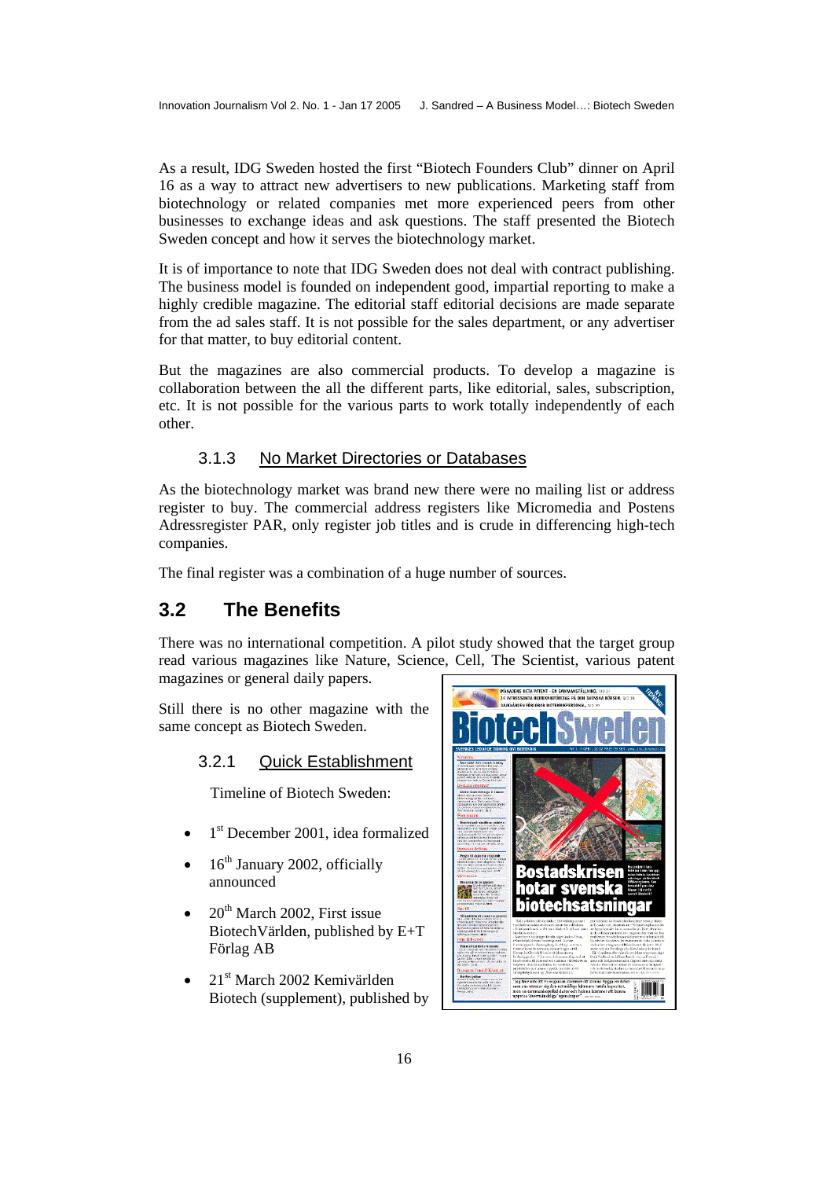As a result, IDG Sweden hosted the first "Biotech Founders Club" dinner on April 16 as a way to attract new advertisers to new publications. Marketing staff from biotechnology or related companies met more experienced peers from other businesses to exchange ideas and ask questions. The staff presented the Biotech Sweden concept and how it serves the biotechnology market.

It is of importance to note that IDG Sweden does not deal with contract publishing. The business model is founded on independent good, impartial reporting to make a highly credible magazine. The editorial staff editorial decisions are made separate from the ad sales staff. It is not possible for the sales department, or any advertiser for that matter, to buy editorial content.

But the magazines are also commercial products. To develop a magazine is collaboration between the all the different parts, like editorial, sales, subscription, etc. It is not possible for the various parts to work totally independently of each other.

### 3.1.3 No Market Directories or Databases

As the biotechnology market was brand new there were no mailing list or address register to buy. The commercial address registers like Micromedia and Postens Adressregister PAR, only register job titles and is crude in differencing high-tech companies.

The final register was a combination of a huge number of sources.

## 3.2 The Benefits

There was no international competition. A pilot study showed that the target group read various magazines like Nature, Science, Cell, The Scientist, various patent magazines or general daily papers.

Still there is no other magazine with the same concept as Biotech Sweden.

### 3.2.1 Quick Establishment

Timeline of Biotech Sweden:

- 1st December 2001, idea formalized
- 16th January 2002, officially announced
- 20th March 2002, First issue BiotechVärlden, published by E+T Förlag AB
- 21st March 2002 Kemivärlden Biotech (supplement), published by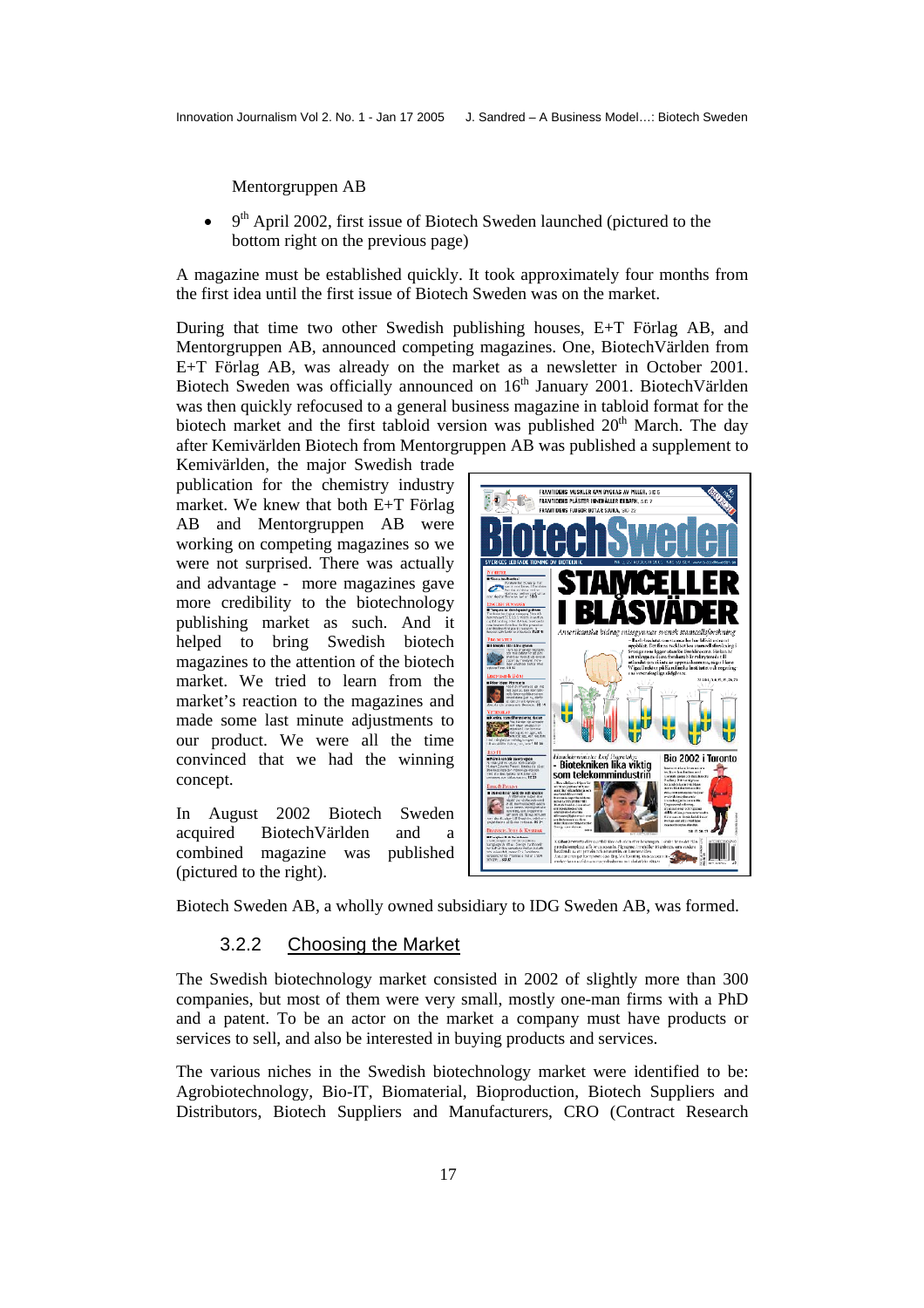Mentorgruppen AB

- 9th April 2002, first issue of Biotech Sweden launched (pictured to the bottom right on the previous page)

A magazine must be established quickly. It took approximately four months from the first idea until the first issue of Biotech Sweden was on the market.

During that time two other Swedish publishing houses, E+T Förlag AB, and Mentorgruppen AB, announced competing magazines. One, BiotechVärlden from E+T Förlag AB, was already on the market as a newsletter in October 2001. Biotech Sweden was officially announced on 16th January 2001. BiotechVärlden was then quickly refocused to a general business magazine in tabloid format for the biotech market and the first tabloid version was published 20th March. The day after Kemivärlden Biotech from Mentorgruppen AB was published a supplement to Kemivärlden, the major Swedish trade publication for the chemistry industry market. We knew that both E+T Förlag AB and Mentorgruppen AB were working on competing magazines so we were not surprised. There was actually and advantage - more magazines gave more credibility to the biotechnology publishing market as such. And it helped to bring Swedish biotech magazines to the attention of the biotech market. We tried to learn from the market's reaction to the magazines and made some last minute adjustments to our product. We were all the time convinced that we had the winning concept.

In August 2002 Biotech Sweden acquired BiotechVärlden and a combined magazine was published (pictured to the right).

Biotech Sweden AB, a wholly owned subsidiary to IDG Sweden AB, was formed.

### 3.2.2 Choosing the Market

The Swedish biotechnology market consisted in 2002 of slightly more than 300 companies, but most of them were very small, mostly one-man firms with a PhD and a patent. To be an actor on the market a company must have products or services to sell, and also be interested in buying products and services.

The various niches in the Swedish biotechnology market were identified to be: Agrobiotechnology, Bio-IT, Biomaterial, Bioproduction, Biotech Suppliers and Distributors, Biotech Suppliers and Manufacturers, CRO (Contract Research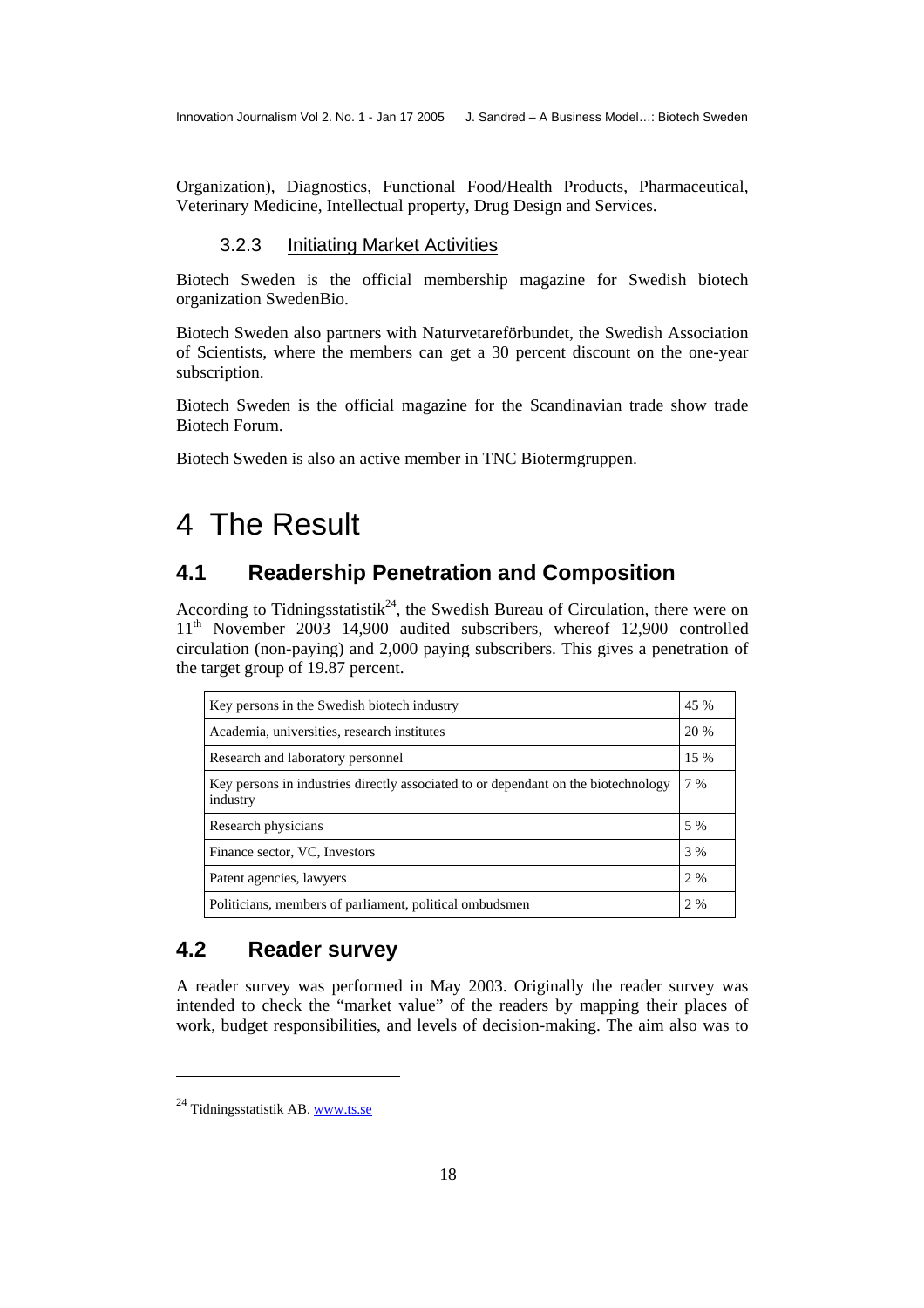Organization), Diagnostics, Functional Food/Health Products, Pharmaceutical, Veterinary Medicine, Intellectual property, Drug Design and Services.

#### 3.2.3 Initiating Market Activities

Biotech Sweden is the official membership magazine for Swedish biotech organization SwedenBio.

Biotech Sweden also partners with Naturvetareförbundet, the Swedish Association of Scientists, where the members can get a 30 percent discount on the one-year subscription.

Biotech Sweden is the official magazine for the Scandinavian trade show trade Biotech Forum.

Biotech Sweden is also an active member in TNC Biotermgruppen.

# 4 The Result

## 4.1 Readership Penetration and Composition

According to Tidningsstatistik[24], the Swedish Bureau of Circulation, there were on 11th November 2003 14,900 audited subscribers, whereof 12,900 controlled circulation (non-paying) and 2,000 paying subscribers. This gives a penetration of the target group of 19.87 percent.

| Key persons in the Swedish biotech industry | 45 % |
|---|---|
| Academia, universities, research institutes | 20 % |
| Research and laboratory personnel | 15 % |
| Key persons in industries directly associated to or dependant on the biotechnology industry | 7 % |
| Research physicians | 5 % |
| Finance sector, VC, Investors | 3 % |
| Patent agencies, lawyers | 2 % |
| Politicians, members of parliament, political ombudsmen | 2 % |

## 4.2 Reader survey

A reader survey was performed in May 2003. Originally the reader survey was intended to check the "market value" of the readers by mapping their places of work, budget responsibilities, and levels of decision-making. The aim also was to

---

[24] Tidningsstatistik AB. www.ts.se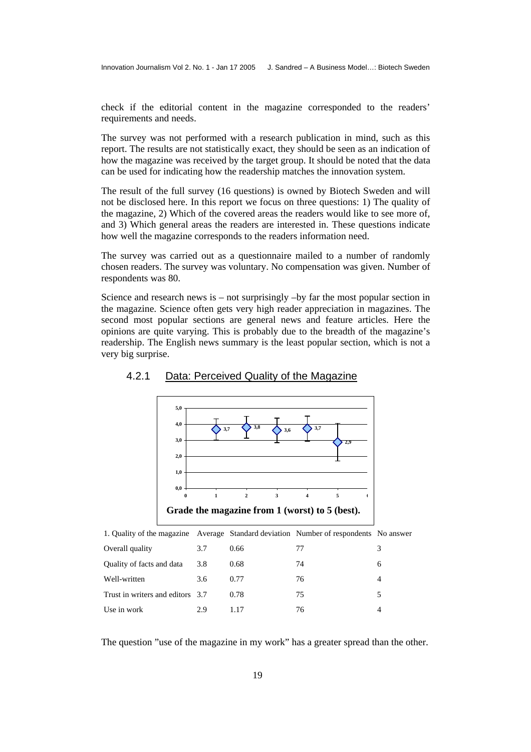check if the editorial content in the magazine corresponded to the readers' requirements and needs.

The survey was not performed with a research publication in mind, such as this report. The results are not statistically exact, they should be seen as an indication of how the magazine was received by the target group. It should be noted that the data can be used for indicating how the readership matches the innovation system.

The result of the full survey (16 questions) is owned by Biotech Sweden and will not be disclosed here. In this report we focus on three questions: 1) The quality of the magazine, 2) Which of the covered areas the readers would like to see more of, and 3) Which general areas the readers are interested in. These questions indicate how well the magazine corresponds to the readers information need.

The survey was carried out as a questionnaire mailed to a number of randomly chosen readers. The survey was voluntary. No compensation was given. Number of respondents was 80.

Science and research news is – not surprisingly –by far the most popular section in the magazine. Science often gets very high reader appreciation in magazines. The second most popular sections are general news and feature articles. Here the opinions are quite varying. This is probably due to the breadth of the magazine's readership. The English news summary is the least popular section, which is not a very big surprise.

### 4.2.1 Data: Perceived Quality of the Magazine

**Grade the magazine from 1 (worst) to 5 (best).**

| 1. Quality of the magazine | Average | Standard deviation | Number of respondents | No answer |
|---|---|---|---|---|
| Overall quality | 3.7 | 0.66 | 77 | 3 |
| Quality of facts and data | 3.8 | 0.68 | 74 | 6 |
| Well-written | 3.6 | 0.77 | 76 | 4 |
| Trust in writers and editors | 3.7 | 0.78 | 75 | 5 |
| Use in work | 2.9 | 1.17 | 76 | 4 |

The question "use of the magazine in my work" has a greater spread than the other.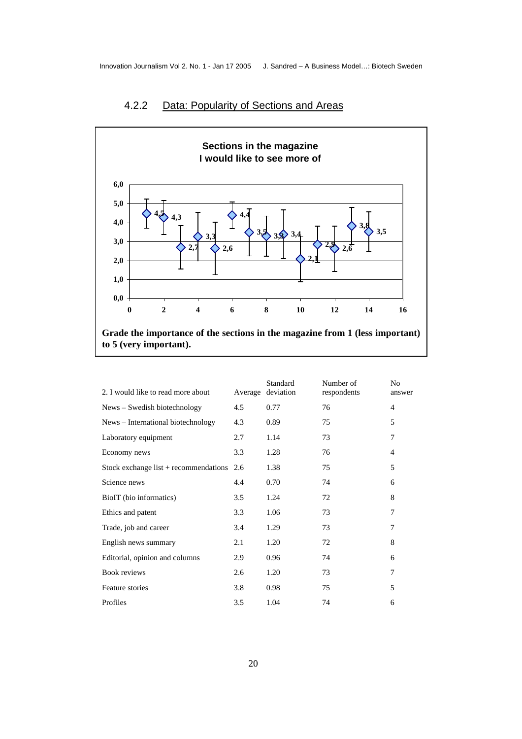### 4.2.2 Data: Popularity of Sections and Areas

**Sections in the magazine I would like to see more of**

**Grade the importance of the sections in the magazine from 1 (less important) to 5 (very important).**

| 2. I would like to read more about | Average | Standard deviation | Number of respondents | No answer |
|---|---|---|---|---|
| News – Swedish biotechnology | 4.5 | 0.77 | 76 | 4 |
| News – International biotechnology | 4.3 | 0.89 | 75 | 5 |
| Laboratory equipment | 2.7 | 1.14 | 73 | 7 |
| Economy news | 3.3 | 1.28 | 76 | 4 |
| Stock exchange list + recommendations | 2.6 | 1.38 | 75 | 5 |
| Science news | 4.4 | 0.70 | 74 | 6 |
| BioIT (bio informatics) | 3.5 | 1.24 | 72 | 8 |
| Ethics and patent | 3.3 | 1.06 | 73 | 7 |
| Trade, job and career | 3.4 | 1.29 | 73 | 7 |
| English news summary | 2.1 | 1.20 | 72 | 8 |
| Editorial, opinion and columns | 2.9 | 0.96 | 74 | 6 |
| Book reviews | 2.6 | 1.20 | 73 | 7 |
| Feature stories | 3.8 | 0.98 | 75 | 5 |
| Profiles | 3.5 | 1.04 | 74 | 6 |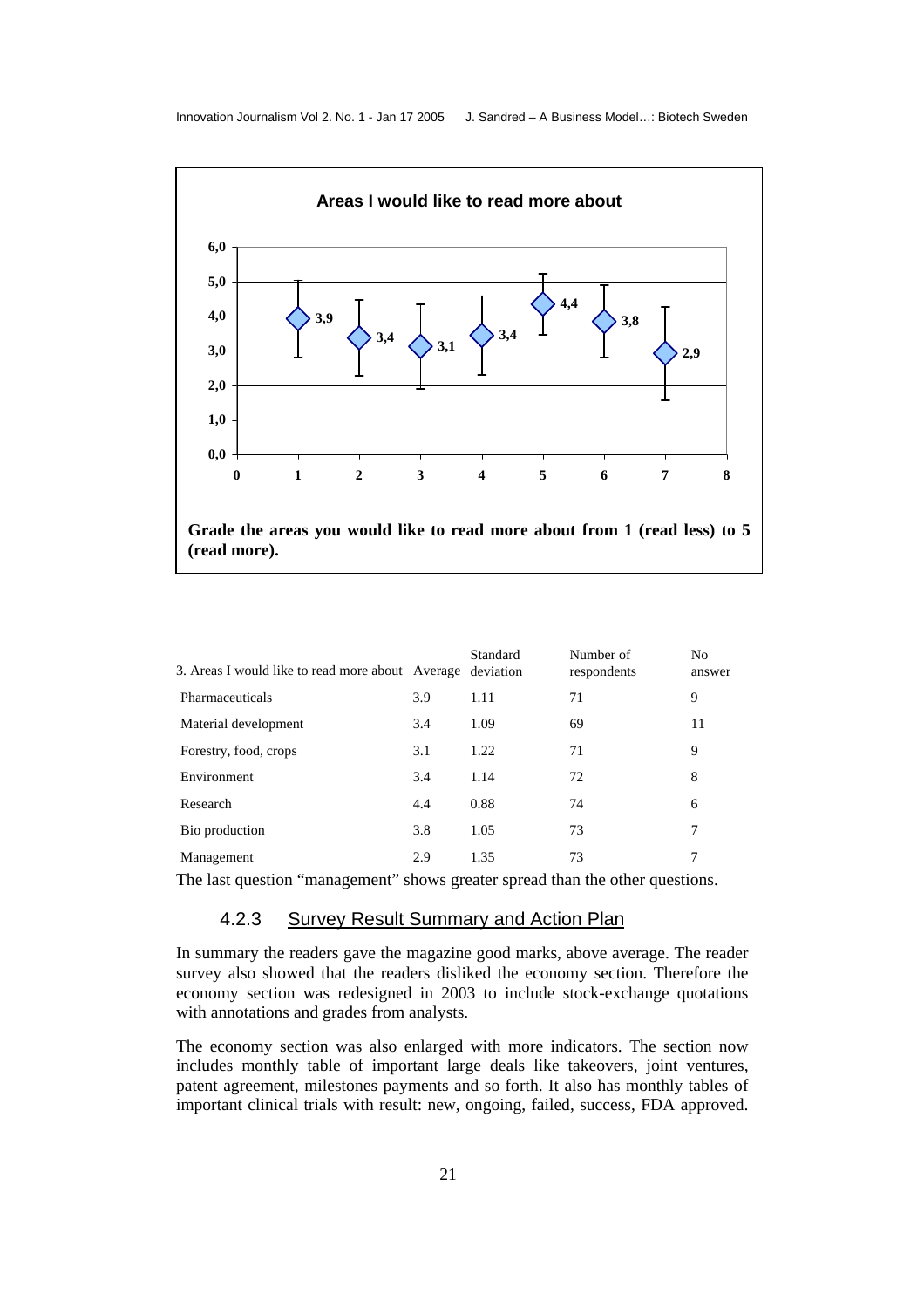**Areas I would like to read more about**

**Grade the areas you would like to read more about from 1 (read less) to 5 (read more).**

| 3. Areas I would like to read more about | Average | Standard deviation | Number of respondents | No answer |
|---|---|---|---|---|
| Pharmaceuticals | 3.9 | 1.11 | 71 | 9 |
| Material development | 3.4 | 1.09 | 69 | 11 |
| Forestry, food, crops | 3.1 | 1.22 | 71 | 9 |
| Environment | 3.4 | 1.14 | 72 | 8 |
| Research | 4.4 | 0.88 | 74 | 6 |
| Bio production | 3.8 | 1.05 | 73 | 7 |
| Management | 2.9 | 1.35 | 73 | 7 |

The last question "management" shows greater spread than the other questions.

### 4.2.3 Survey Result Summary and Action Plan

In summary the readers gave the magazine good marks, above average. The reader survey also showed that the readers disliked the economy section. Therefore the economy section was redesigned in 2003 to include stock-exchange quotations with annotations and grades from analysts.

The economy section was also enlarged with more indicators. The section now includes monthly table of important large deals like takeovers, joint ventures, patent agreement, milestones payments and so forth. It also has monthly tables of important clinical trials with result: new, ongoing, failed, success, FDA approved.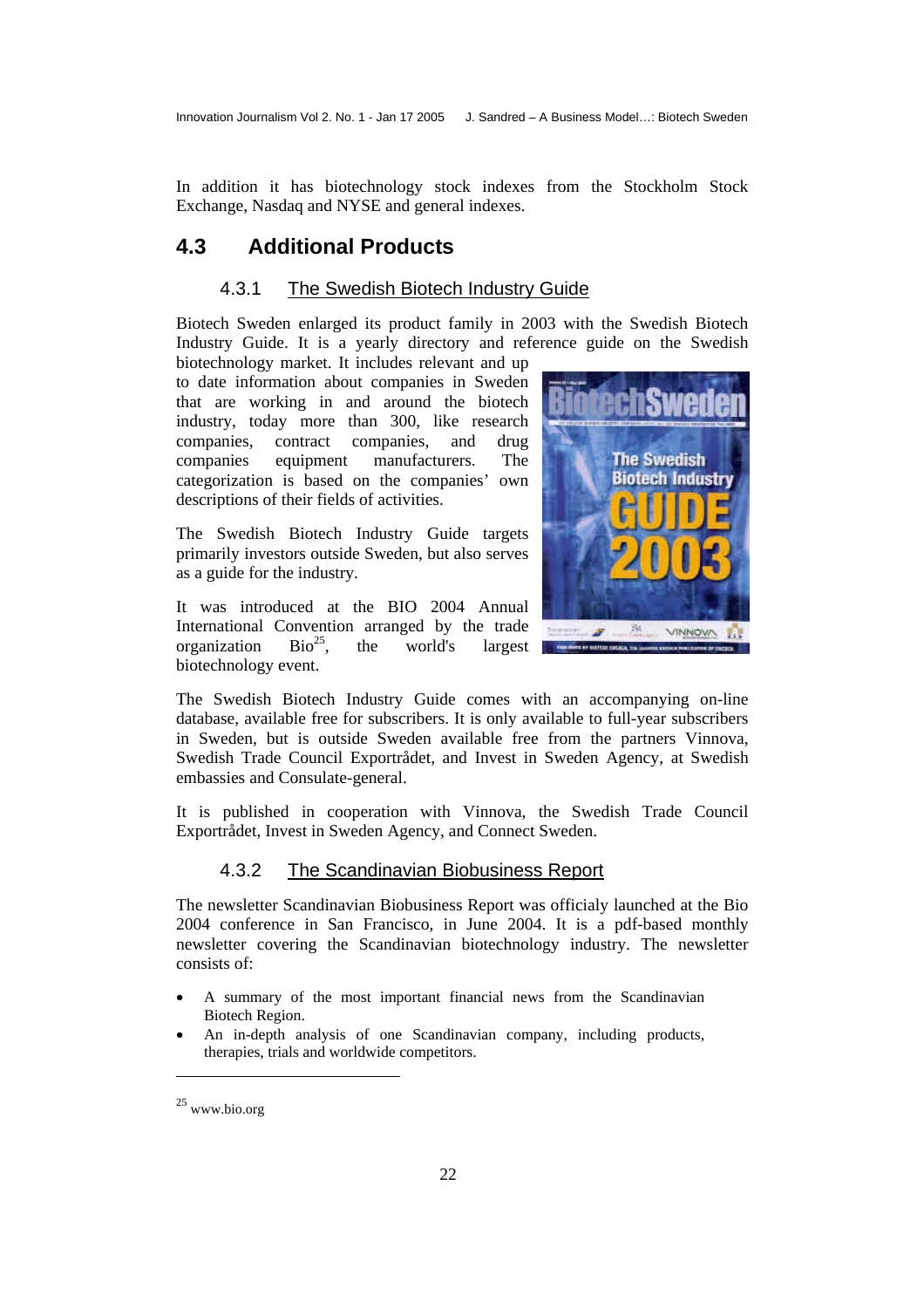In addition it has biotechnology stock indexes from the Stockholm Stock Exchange, Nasdaq and NYSE and general indexes.

## 4.3 Additional Products

### 4.3.1 The Swedish Biotech Industry Guide

Biotech Sweden enlarged its product family in 2003 with the Swedish Biotech Industry Guide. It is a yearly directory and reference guide on the Swedish biotechnology market. It includes relevant and up to date information about companies in Sweden that are working in and around the biotech industry, today more than 300, like research companies, contract companies, and drug companies equipment manufacturers. The categorization is based on the companies' own descriptions of their fields of activities.

The Swedish Biotech Industry Guide targets primarily investors outside Sweden, but also serves as a guide for the industry.

It was introduced at the BIO 2004 Annual International Convention arranged by the trade organization Bio[25], the world's largest biotechnology event.

The Swedish Biotech Industry Guide comes with an accompanying on-line database, available free for subscribers. It is only available to full-year subscribers in Sweden, but is outside Sweden available free from the partners Vinnova, Swedish Trade Council Exportrådet, and Invest in Sweden Agency, at Swedish embassies and Consulate-general.

It is published in cooperation with Vinnova, the Swedish Trade Council Exportrådet, Invest in Sweden Agency, and Connect Sweden.

### 4.3.2 The Scandinavian Biobusiness Report

The newsletter Scandinavian Biobusiness Report was officialy launched at the Bio 2004 conference in San Francisco, in June 2004. It is a pdf-based monthly newsletter covering the Scandinavian biotechnology industry. The newsletter consists of:

- A summary of the most important financial news from the Scandinavian Biotech Region.
- An in-depth analysis of one Scandinavian company, including products, therapies, trials and worldwide competitors.

---

[25] www.bio.org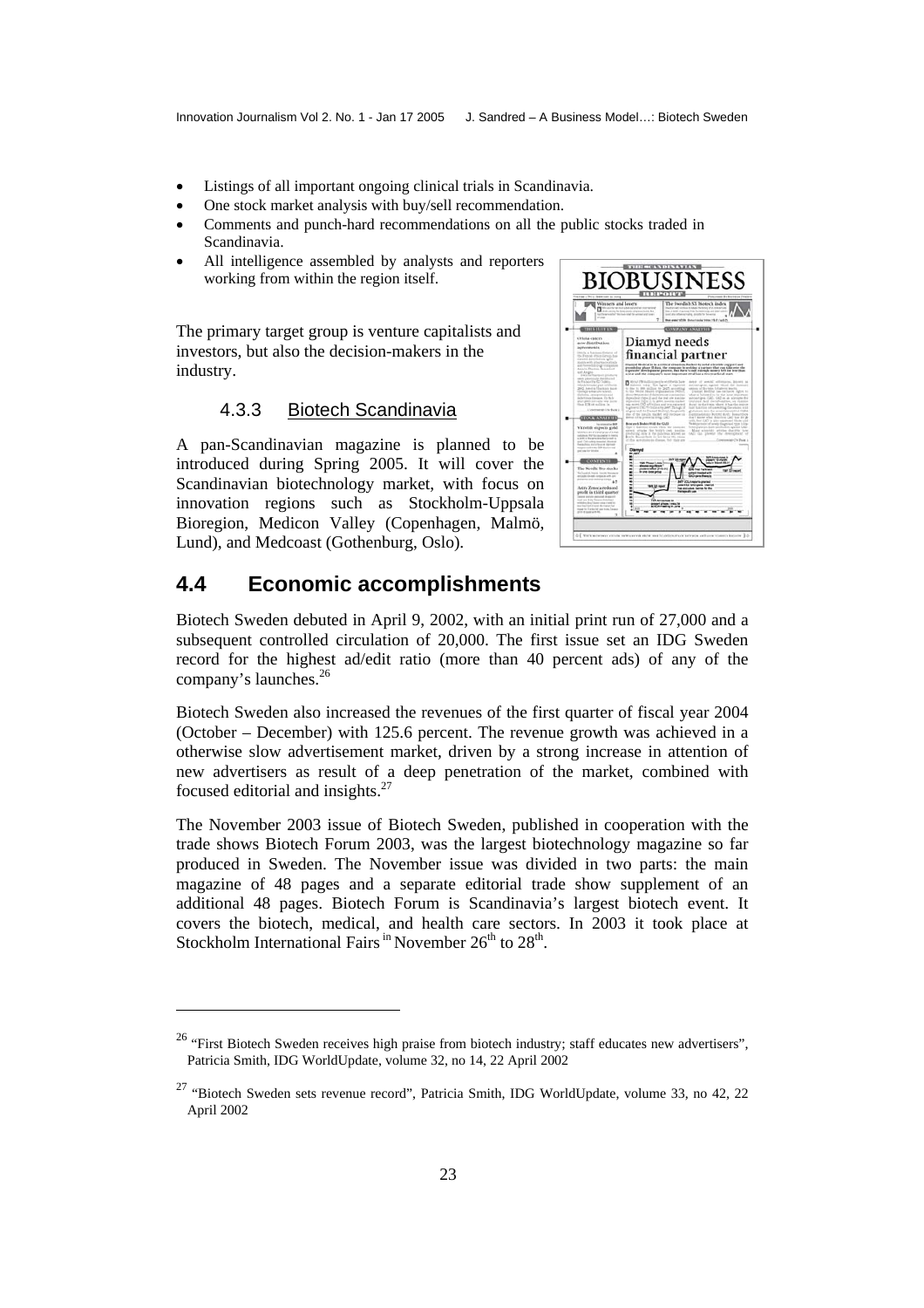- Listings of all important ongoing clinical trials in Scandinavia.
- One stock market analysis with buy/sell recommendation.
- Comments and punch-hard recommendations on all the public stocks traded in Scandinavia.
- All intelligence assembled by analysts and reporters working from within the region itself.

The primary target group is venture capitalists and investors, but also the decision-makers in the industry.

#### 4.3.3 Biotech Scandinavia

A pan-Scandinavian magazine is planned to be introduced during Spring 2005. It will cover the Scandinavian biotechnology market, with focus on innovation regions such as Stockholm-Uppsala Bioregion, Medicon Valley (Copenhagen, Malmö, Lund), and Medcoast (Gothenburg, Oslo).

## 4.4 Economic accomplishments

Biotech Sweden debuted in April 9, 2002, with an initial print run of 27,000 and a subsequent controlled circulation of 20,000. The first issue set an IDG Sweden record for the highest ad/edit ratio (more than 40 percent ads) of any of the company's launches.[26]

Biotech Sweden also increased the revenues of the first quarter of fiscal year 2004 (October – December) with 125.6 percent. The revenue growth was achieved in a otherwise slow advertisement market, driven by a strong increase in attention of new advertisers as result of a deep penetration of the market, combined with focused editorial and insights.[27]

The November 2003 issue of Biotech Sweden, published in cooperation with the trade shows Biotech Forum 2003, was the largest biotechnology magazine so far produced in Sweden. The November issue was divided in two parts: the main magazine of 48 pages and a separate editorial trade show supplement of an additional 48 pages. Biotech Forum is Scandinavia's largest biotech event. It covers the biotech, medical, and health care sectors. In 2003 it took place at Stockholm International Fairs in November 26th to 28th.

[26] "First Biotech Sweden receives high praise from biotech industry; staff educates new advertisers", Patricia Smith, IDG WorldUpdate, volume 32, no 14, 22 April 2002

[27] "Biotech Sweden sets revenue record", Patricia Smith, IDG WorldUpdate, volume 33, no 42, 22 April 2002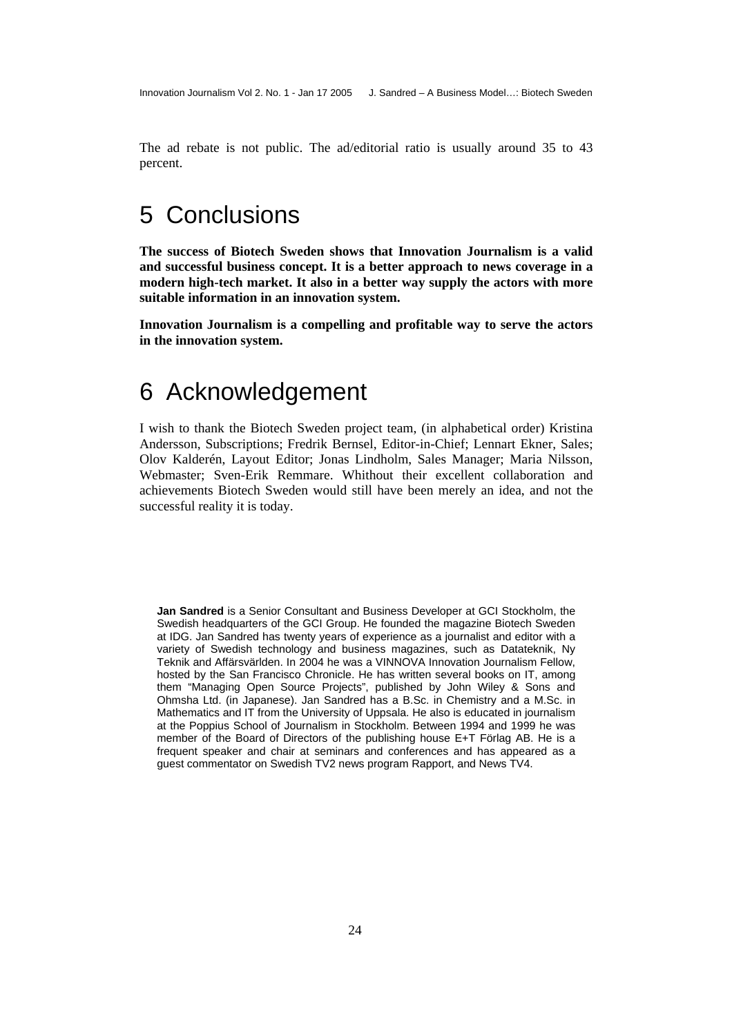The ad rebate is not public. The ad/editorial ratio is usually around 35 to 43 percent.

# 5 Conclusions

**The success of Biotech Sweden shows that Innovation Journalism is a valid and successful business concept. It is a better approach to news coverage in a modern high-tech market. It also in a better way supply the actors with more suitable information in an innovation system.**

**Innovation Journalism is a compelling and profitable way to serve the actors in the innovation system.**

# 6 Acknowledgement

I wish to thank the Biotech Sweden project team, (in alphabetical order) Kristina Andersson, Subscriptions; Fredrik Bernsel, Editor-in-Chief; Lennart Ekner, Sales; Olov Kalderén, Layout Editor; Jonas Lindholm, Sales Manager; Maria Nilsson, Webmaster; Sven-Erik Remmare. Whithout their excellent collaboration and achievements Biotech Sweden would still have been merely an idea, and not the successful reality it is today.

**Jan Sandred** is a Senior Consultant and Business Developer at GCI Stockholm, the Swedish headquarters of the GCI Group. He founded the magazine Biotech Sweden at IDG. Jan Sandred has twenty years of experience as a journalist and editor with a variety of Swedish technology and business magazines, such as Datateknik, Ny Teknik and Affärsvärlden. In 2004 he was a VINNOVA Innovation Journalism Fellow, hosted by the San Francisco Chronicle. He has written several books on IT, among them "Managing Open Source Projects", published by John Wiley & Sons and Ohmsha Ltd. (in Japanese). Jan Sandred has a B.Sc. in Chemistry and a M.Sc. in Mathematics and IT from the University of Uppsala. He also is educated in journalism at the Poppius School of Journalism in Stockholm. Between 1994 and 1999 he was member of the Board of Directors of the publishing house E+T Förlag AB. He is a frequent speaker and chair at seminars and conferences and has appeared as a guest commentator on Swedish TV2 news program Rapport, and News TV4.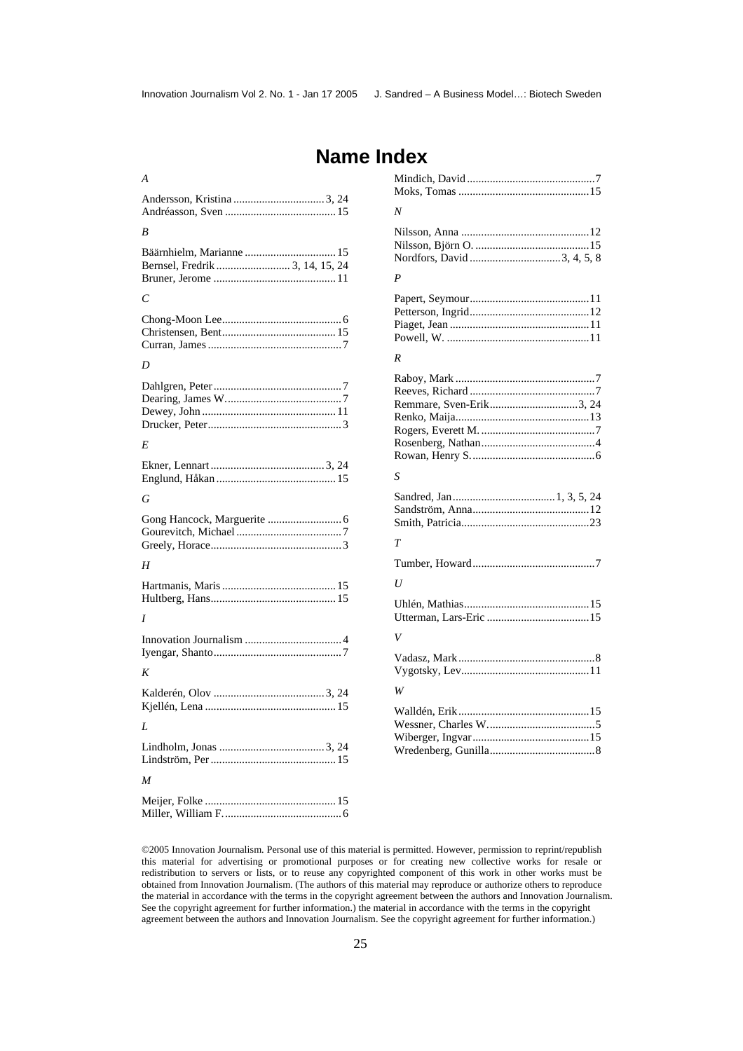# Name Index

*A*

Andersson, Kristina ................................ 3, 24
Andréasson, Sven ....................................... 15

*B*

Bäärnhielm, Marianne ................................ 15
Bernsel, Fredrik .......................... 3, 14, 15, 24
Bruner, Jerome ........................................... 11

*C*

Chong-Moon Lee.......................................... 6
Christensen, Bent........................................ 15
Curran, James ............................................... 7

*D*

Dahlgren, Peter ............................................. 7
Dearing, James W.......................................... 7
Dewey, John ............................................... 11
Drucker, Peter............................................... 3

*E*

Ekner, Lennart ........................................ 3, 24
Englund, Håkan .......................................... 15

*G*

Gong Hancock, Marguerite .......................... 6
Gourevitch, Michael ..................................... 7
Greely, Horace.............................................. 3

*H*

Hartmanis, Maris ........................................ 15
Hultberg, Hans............................................ 15

*I*

Innovation Journalism .................................. 4
Iyengar, Shanto............................................. 7

*K*

Kalderén, Olov ....................................... 3, 24
Kjellén, Lena .............................................. 15

*L*

Lindholm, Jonas ..................................... 3, 24
Lindström, Per ............................................ 15

*M*

Meijer, Folke .............................................. 15
Miller, William F.......................................... 6
Mindich, David ............................................. 7
Moks, Tomas .............................................. 15

*N*

Nilsson, Anna ............................................. 12
Nilsson, Björn O. ........................................ 15
Nordfors, David ................................ 3, 4, 5, 8

*P*

Papert, Seymour.......................................... 11
Petterson, Ingrid.......................................... 12
Piaget, Jean ................................................ 11
Powell, W. .................................................. 11

*R*

Raboy, Mark ................................................. 7
Reeves, Richard ............................................ 7
Remmare, Sven-Erik............................... 3, 24
Renko, Maija............................................... 13
Rogers, Everett M. ........................................ 7
Rosenberg, Nathan........................................ 4
Rowan, Henry S............................................ 6

*S*

Sandred, Jan.................................... 1, 3, 5, 24
Sandström, Anna......................................... 12
Smith, Patricia............................................. 23

*T*

Tumber, Howard........................................... 7

*U*

Uhlén, Mathias............................................ 15
Utterman, Lars-Eric .................................... 15

*V*

Vadasz, Mark ................................................ 8
Vygotsky, Lev............................................. 11

*W*

Walldén, Erik .............................................. 15
Wessner, Charles W...................................... 5
Wiberger, Ingvar ......................................... 15
Wredenberg, Gunilla..................................... 8

©2005 Innovation Journalism. Personal use of this material is permitted. However, permission to reprint/republish this material for advertising or promotional purposes or for creating new collective works for resale or redistribution to servers or lists, or to reuse any copyrighted component of this work in other works must be obtained from Innovation Journalism. (The authors of this material may reproduce or authorize others to reproduce the material in accordance with the terms in the copyright agreement between the authors and Innovation Journalism. See the copyright agreement for further information.) the material in accordance with the terms in the copyright agreement between the authors and Innovation Journalism. See the copyright agreement for further information.)